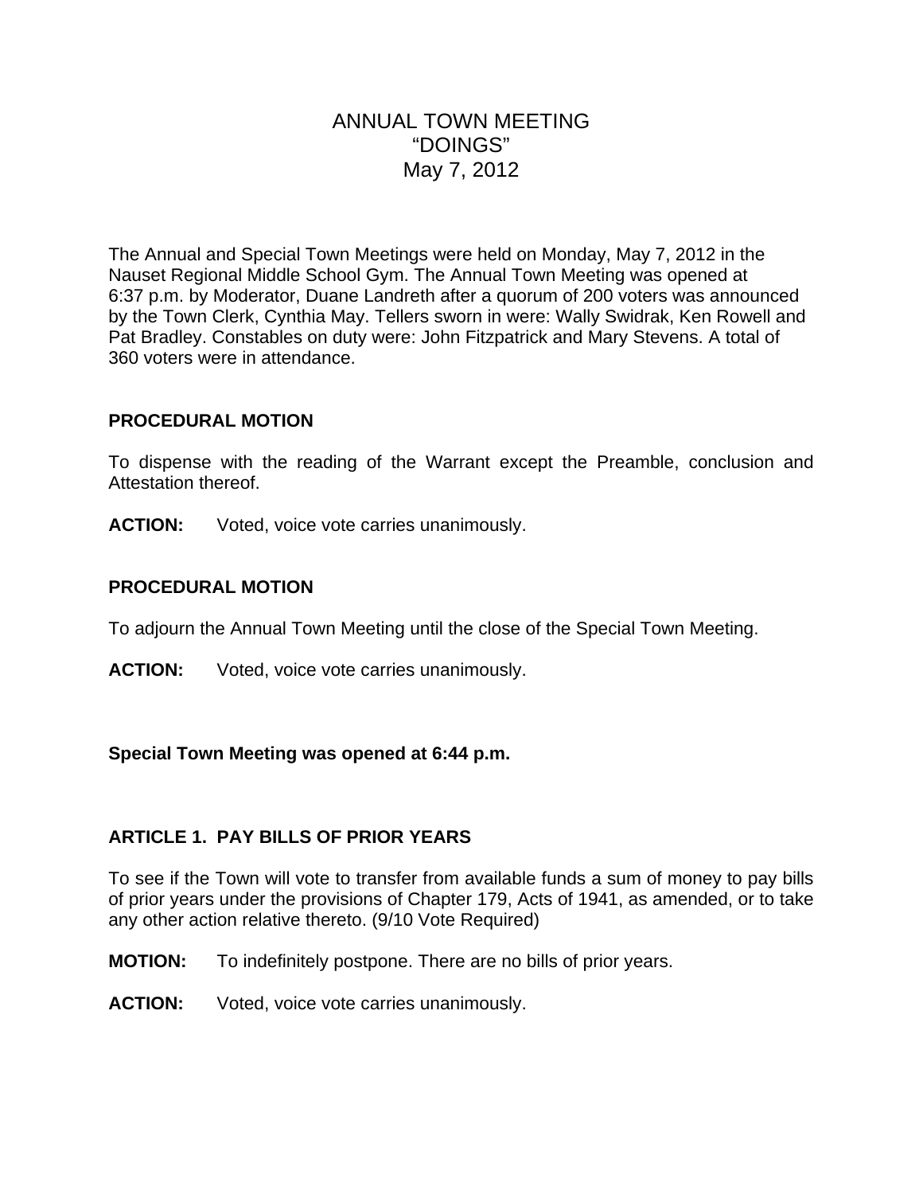# ANNUAL TOWN MEETING
# "DOINGS"
# May 7, 2012

The Annual and Special Town Meetings were held on Monday, May 7, 2012 in the Nauset Regional Middle School Gym. The Annual Town Meeting was opened at 6:37 p.m. by Moderator, Duane Landreth after a quorum of 200 voters was announced by the Town Clerk, Cynthia May. Tellers sworn in were: Wally Swidrak, Ken Rowell and Pat Bradley. Constables on duty were: John Fitzpatrick and Mary Stevens. A total of 360 voters were in attendance.

### PROCEDURAL MOTION

To dispense with the reading of the Warrant except the Preamble, conclusion and Attestation thereof.

**ACTION:** Voted, voice vote carries unanimously.

### PROCEDURAL MOTION

To adjourn the Annual Town Meeting until the close of the Special Town Meeting.

**ACTION:** Voted, voice vote carries unanimously.

**Special Town Meeting was opened at 6:44 p.m.**

### ARTICLE 1. PAY BILLS OF PRIOR YEARS

To see if the Town will vote to transfer from available funds a sum of money to pay bills of prior years under the provisions of Chapter 179, Acts of 1941, as amended, or to take any other action relative thereto. (9/10 Vote Required)

**MOTION:** To indefinitely postpone. There are no bills of prior years.

**ACTION:** Voted, voice vote carries unanimously.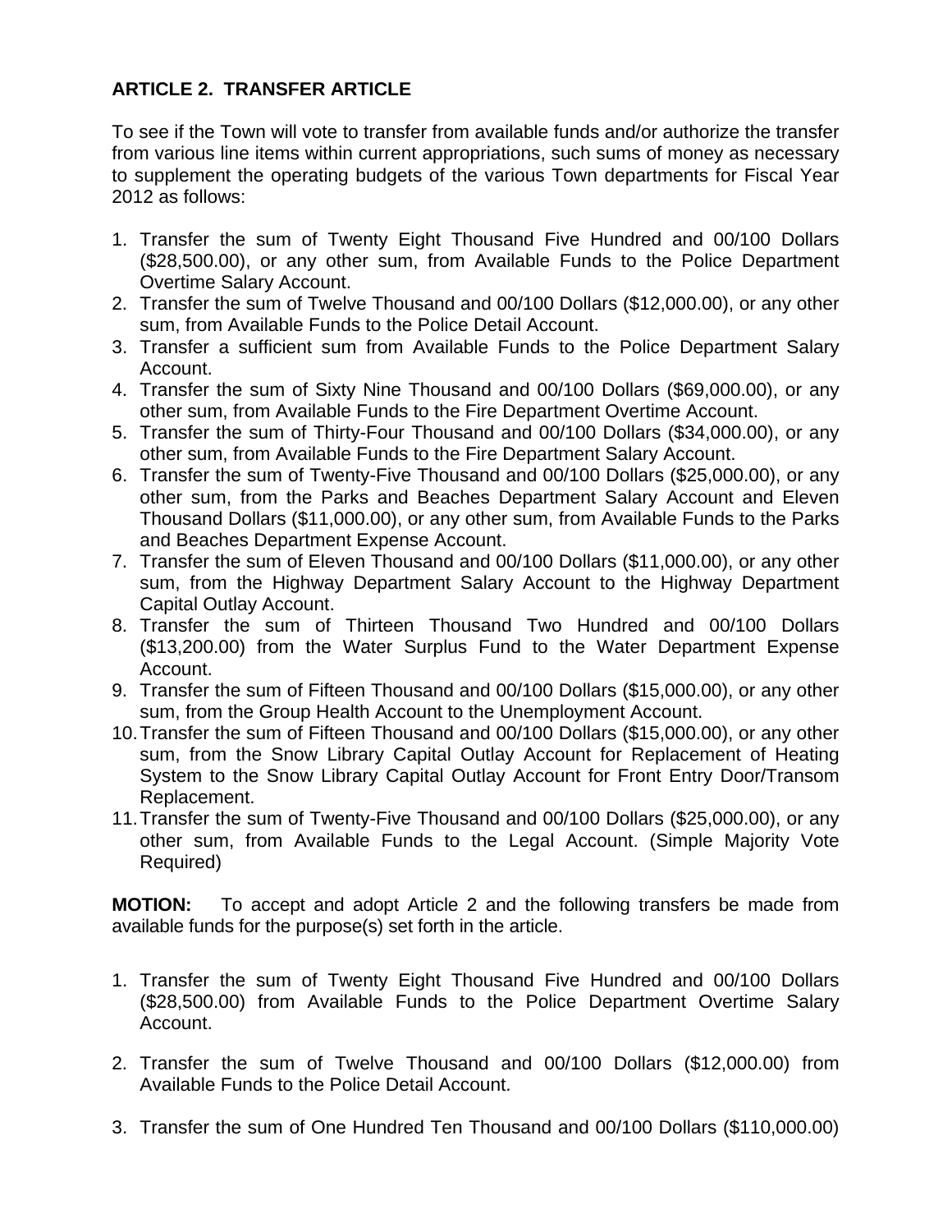## ARTICLE 2. TRANSFER ARTICLE

To see if the Town will vote to transfer from available funds and/or authorize the transfer from various line items within current appropriations, such sums of money as necessary to supplement the operating budgets of the various Town departments for Fiscal Year 2012 as follows:

1. Transfer the sum of Twenty Eight Thousand Five Hundred and 00/100 Dollars ($28,500.00), or any other sum, from Available Funds to the Police Department Overtime Salary Account.
2. Transfer the sum of Twelve Thousand and 00/100 Dollars ($12,000.00), or any other sum, from Available Funds to the Police Detail Account.
3. Transfer a sufficient sum from Available Funds to the Police Department Salary Account.
4. Transfer the sum of Sixty Nine Thousand and 00/100 Dollars ($69,000.00), or any other sum, from Available Funds to the Fire Department Overtime Account.
5. Transfer the sum of Thirty-Four Thousand and 00/100 Dollars ($34,000.00), or any other sum, from Available Funds to the Fire Department Salary Account.
6. Transfer the sum of Twenty-Five Thousand and 00/100 Dollars ($25,000.00), or any other sum, from the Parks and Beaches Department Salary Account and Eleven Thousand Dollars ($11,000.00), or any other sum, from Available Funds to the Parks and Beaches Department Expense Account.
7. Transfer the sum of Eleven Thousand and 00/100 Dollars ($11,000.00), or any other sum, from the Highway Department Salary Account to the Highway Department Capital Outlay Account.
8. Transfer the sum of Thirteen Thousand Two Hundred and 00/100 Dollars ($13,200.00) from the Water Surplus Fund to the Water Department Expense Account.
9. Transfer the sum of Fifteen Thousand and 00/100 Dollars ($15,000.00), or any other sum, from the Group Health Account to the Unemployment Account.
10. Transfer the sum of Fifteen Thousand and 00/100 Dollars ($15,000.00), or any other sum, from the Snow Library Capital Outlay Account for Replacement of Heating System to the Snow Library Capital Outlay Account for Front Entry Door/Transom Replacement.
11. Transfer the sum of Twenty-Five Thousand and 00/100 Dollars ($25,000.00), or any other sum, from Available Funds to the Legal Account. (Simple Majority Vote Required)

**MOTION:** To accept and adopt Article 2 and the following transfers be made from available funds for the purpose(s) set forth in the article.

1. Transfer the sum of Twenty Eight Thousand Five Hundred and 00/100 Dollars ($28,500.00) from Available Funds to the Police Department Overtime Salary Account.

2. Transfer the sum of Twelve Thousand and 00/100 Dollars ($12,000.00) from Available Funds to the Police Detail Account.

3. Transfer the sum of One Hundred Ten Thousand and 00/100 Dollars ($110,000.00)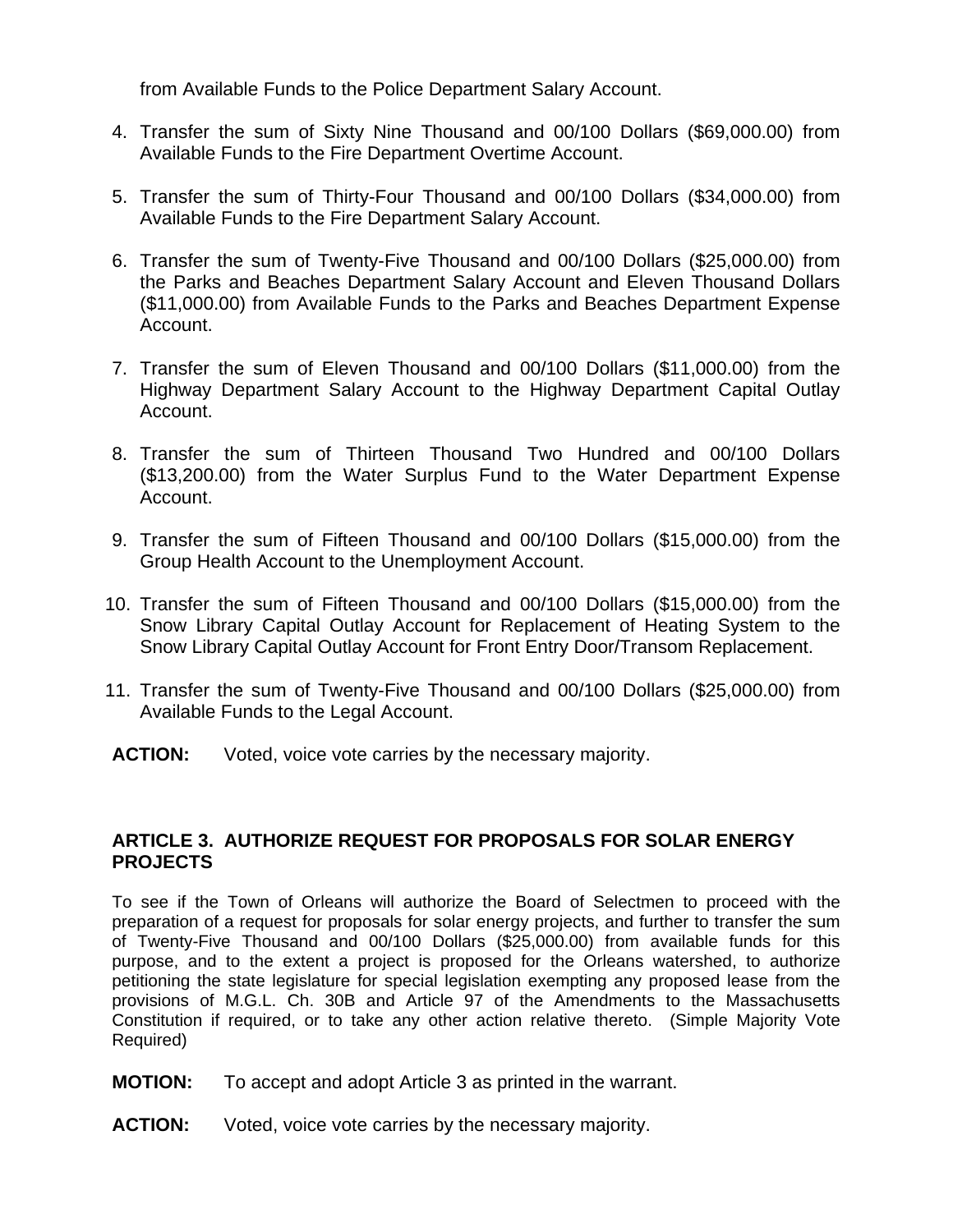from Available Funds to the Police Department Salary Account.

4. Transfer the sum of Sixty Nine Thousand and 00/100 Dollars ($69,000.00) from Available Funds to the Fire Department Overtime Account.

5. Transfer the sum of Thirty-Four Thousand and 00/100 Dollars ($34,000.00) from Available Funds to the Fire Department Salary Account.

6. Transfer the sum of Twenty-Five Thousand and 00/100 Dollars ($25,000.00) from the Parks and Beaches Department Salary Account and Eleven Thousand Dollars ($11,000.00) from Available Funds to the Parks and Beaches Department Expense Account.

7. Transfer the sum of Eleven Thousand and 00/100 Dollars ($11,000.00) from the Highway Department Salary Account to the Highway Department Capital Outlay Account.

8. Transfer the sum of Thirteen Thousand Two Hundred and 00/100 Dollars ($13,200.00) from the Water Surplus Fund to the Water Department Expense Account.

9. Transfer the sum of Fifteen Thousand and 00/100 Dollars ($15,000.00) from the Group Health Account to the Unemployment Account.

10. Transfer the sum of Fifteen Thousand and 00/100 Dollars ($15,000.00) from the Snow Library Capital Outlay Account for Replacement of Heating System to the Snow Library Capital Outlay Account for Front Entry Door/Transom Replacement.

11. Transfer the sum of Twenty-Five Thousand and 00/100 Dollars ($25,000.00) from Available Funds to the Legal Account.

**ACTION:** Voted, voice vote carries by the necessary majority.

## ARTICLE 3. AUTHORIZE REQUEST FOR PROPOSALS FOR SOLAR ENERGY PROJECTS

To see if the Town of Orleans will authorize the Board of Selectmen to proceed with the preparation of a request for proposals for solar energy projects, and further to transfer the sum of Twenty-Five Thousand and 00/100 Dollars ($25,000.00) from available funds for this purpose, and to the extent a project is proposed for the Orleans watershed, to authorize petitioning the state legislature for special legislation exempting any proposed lease from the provisions of M.G.L. Ch. 30B and Article 97 of the Amendments to the Massachusetts Constitution if required, or to take any other action relative thereto. (Simple Majority Vote Required)

**MOTION:** To accept and adopt Article 3 as printed in the warrant.

**ACTION:** Voted, voice vote carries by the necessary majority.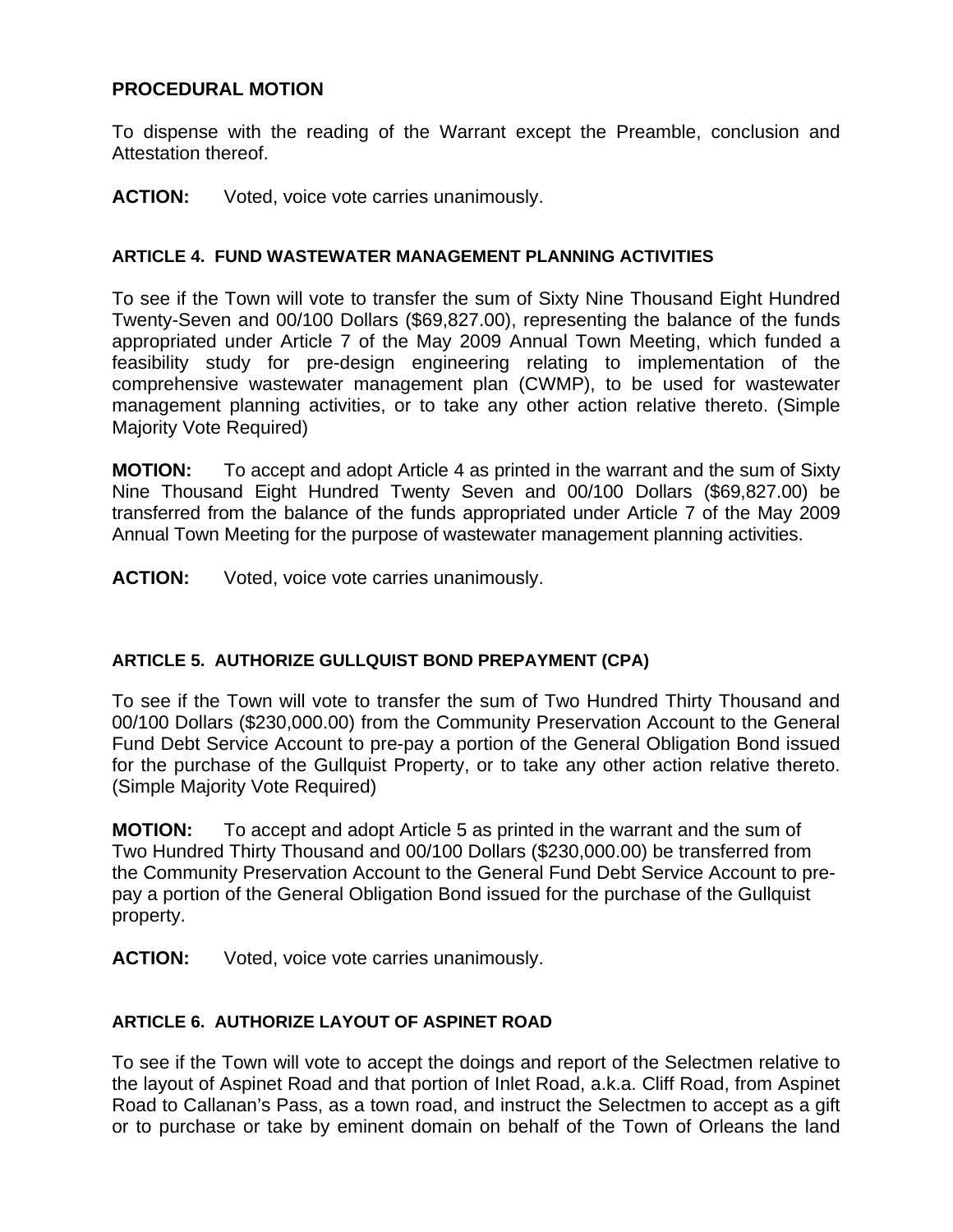**PROCEDURAL MOTION**

To dispense with the reading of the Warrant except the Preamble, conclusion and Attestation thereof.

**ACTION:** Voted, voice vote carries unanimously.

**ARTICLE 4. FUND WASTEWATER MANAGEMENT PLANNING ACTIVITIES**

To see if the Town will vote to transfer the sum of Sixty Nine Thousand Eight Hundred Twenty-Seven and 00/100 Dollars ($69,827.00), representing the balance of the funds appropriated under Article 7 of the May 2009 Annual Town Meeting, which funded a feasibility study for pre-design engineering relating to implementation of the comprehensive wastewater management plan (CWMP), to be used for wastewater management planning activities, or to take any other action relative thereto. (Simple Majority Vote Required)

**MOTION:** To accept and adopt Article 4 as printed in the warrant and the sum of Sixty Nine Thousand Eight Hundred Twenty Seven and 00/100 Dollars ($69,827.00) be transferred from the balance of the funds appropriated under Article 7 of the May 2009 Annual Town Meeting for the purpose of wastewater management planning activities.

**ACTION:** Voted, voice vote carries unanimously.

**ARTICLE 5. AUTHORIZE GULLQUIST BOND PREPAYMENT (CPA)**

To see if the Town will vote to transfer the sum of Two Hundred Thirty Thousand and 00/100 Dollars ($230,000.00) from the Community Preservation Account to the General Fund Debt Service Account to pre-pay a portion of the General Obligation Bond issued for the purchase of the Gullquist Property, or to take any other action relative thereto. (Simple Majority Vote Required)

**MOTION:** To accept and adopt Article 5 as printed in the warrant and the sum of Two Hundred Thirty Thousand and 00/100 Dollars ($230,000.00) be transferred from the Community Preservation Account to the General Fund Debt Service Account to pre-pay a portion of the General Obligation Bond issued for the purchase of the Gullquist property.

**ACTION:** Voted, voice vote carries unanimously.

**ARTICLE 6. AUTHORIZE LAYOUT OF ASPINET ROAD**

To see if the Town will vote to accept the doings and report of the Selectmen relative to the layout of Aspinet Road and that portion of Inlet Road, a.k.a. Cliff Road, from Aspinet Road to Callanan's Pass, as a town road, and instruct the Selectmen to accept as a gift or to purchase or take by eminent domain on behalf of the Town of Orleans the land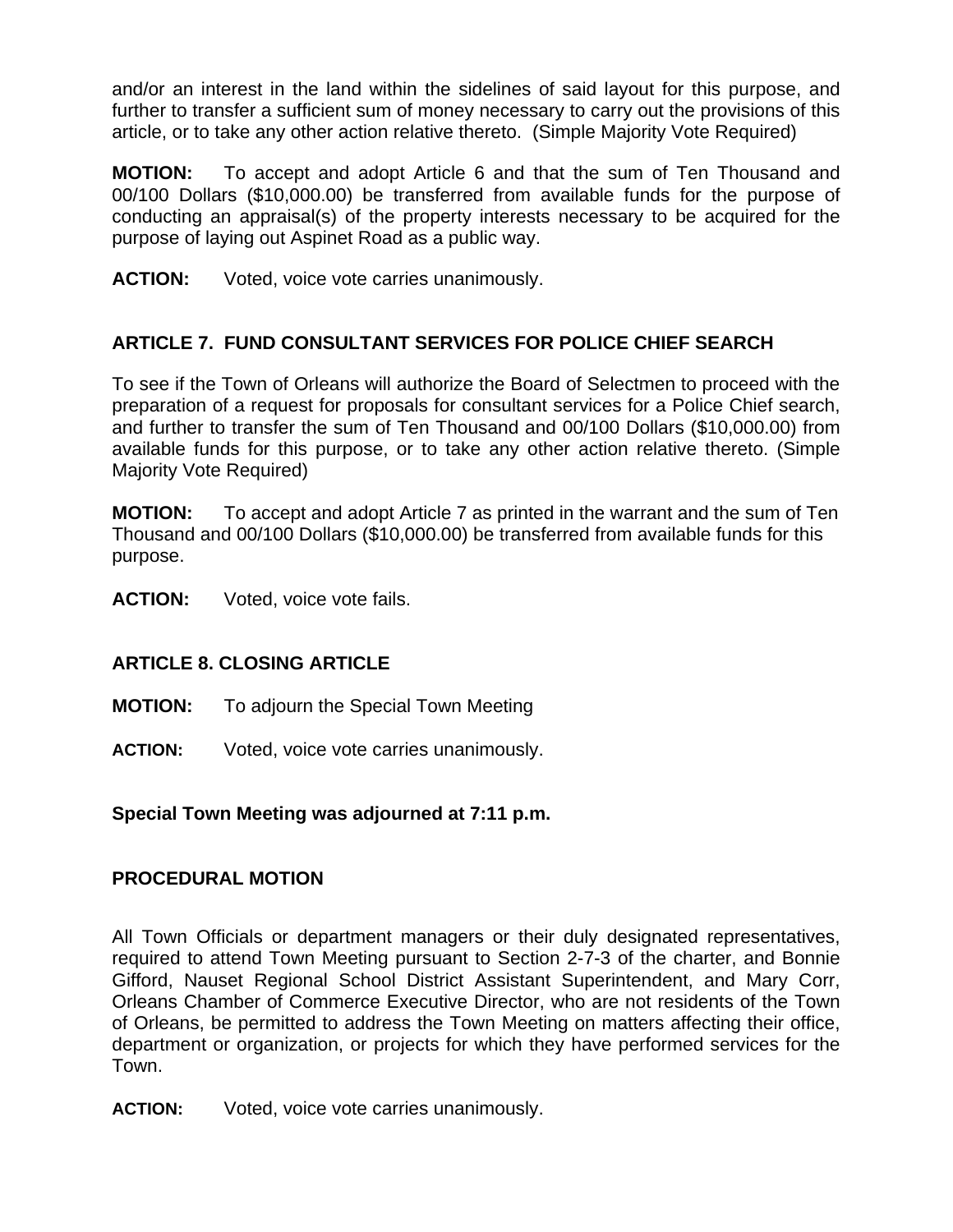and/or an interest in the land within the sidelines of said layout for this purpose, and further to transfer a sufficient sum of money necessary to carry out the provisions of this article, or to take any other action relative thereto. (Simple Majority Vote Required)

**MOTION:** To accept and adopt Article 6 and that the sum of Ten Thousand and 00/100 Dollars ($10,000.00) be transferred from available funds for the purpose of conducting an appraisal(s) of the property interests necessary to be acquired for the purpose of laying out Aspinet Road as a public way.

**ACTION:** Voted, voice vote carries unanimously.

## ARTICLE 7. FUND CONSULTANT SERVICES FOR POLICE CHIEF SEARCH

To see if the Town of Orleans will authorize the Board of Selectmen to proceed with the preparation of a request for proposals for consultant services for a Police Chief search, and further to transfer the sum of Ten Thousand and 00/100 Dollars ($10,000.00) from available funds for this purpose, or to take any other action relative thereto. (Simple Majority Vote Required)

**MOTION:** To accept and adopt Article 7 as printed in the warrant and the sum of Ten Thousand and 00/100 Dollars ($10,000.00) be transferred from available funds for this purpose.

**ACTION:** Voted, voice vote fails.

## ARTICLE 8. CLOSING ARTICLE

**MOTION:** To adjourn the Special Town Meeting

**ACTION:** Voted, voice vote carries unanimously.

**Special Town Meeting was adjourned at 7:11 p.m.**

## PROCEDURAL MOTION

All Town Officials or department managers or their duly designated representatives, required to attend Town Meeting pursuant to Section 2-7-3 of the charter, and Bonnie Gifford, Nauset Regional School District Assistant Superintendent, and Mary Corr, Orleans Chamber of Commerce Executive Director, who are not residents of the Town of Orleans, be permitted to address the Town Meeting on matters affecting their office, department or organization, or projects for which they have performed services for the Town.

**ACTION:** Voted, voice vote carries unanimously.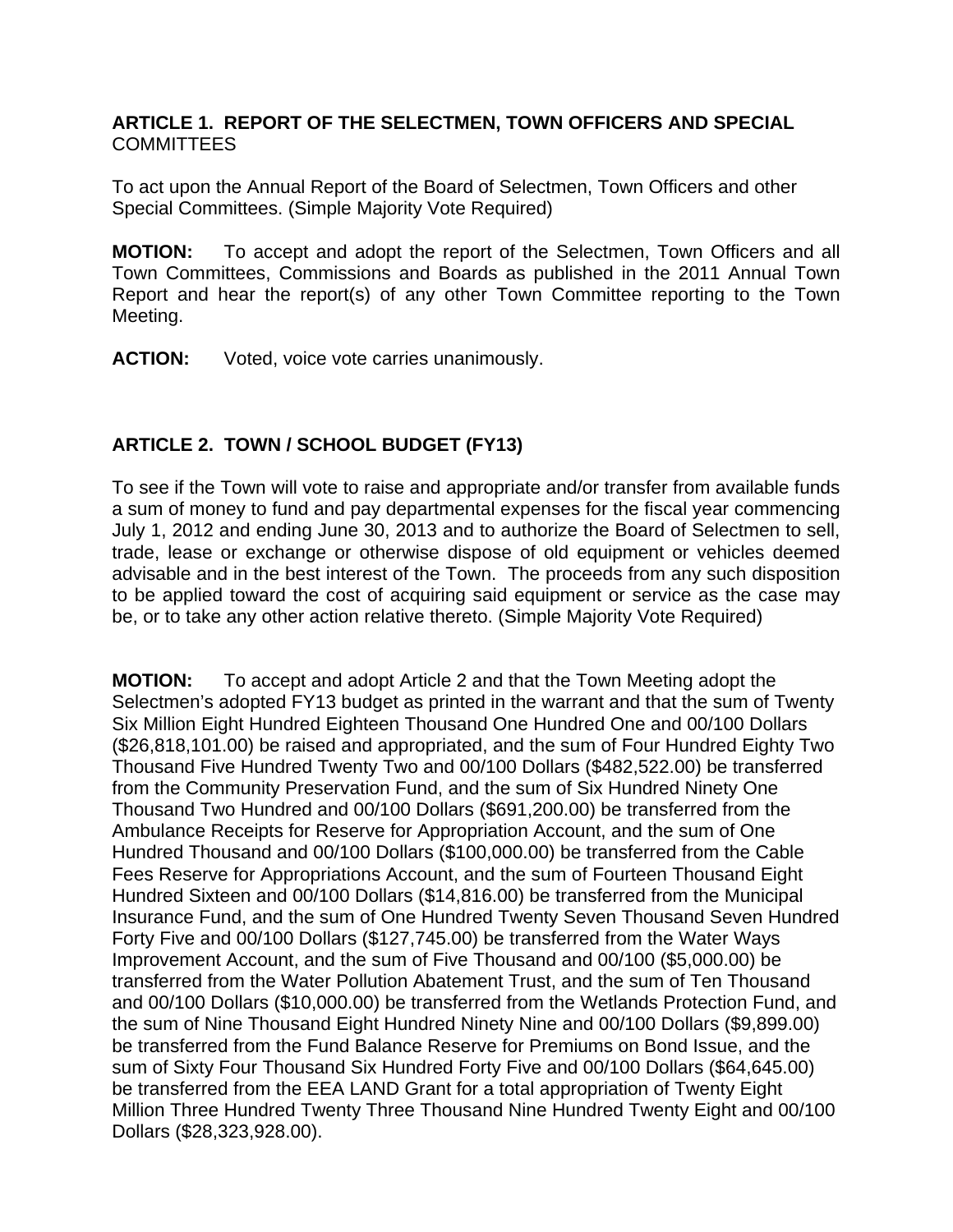**ARTICLE 1. REPORT OF THE SELECTMEN, TOWN OFFICERS AND SPECIAL** COMMITTEES

To act upon the Annual Report of the Board of Selectmen, Town Officers and other Special Committees. (Simple Majority Vote Required)

**MOTION:** To accept and adopt the report of the Selectmen, Town Officers and all Town Committees, Commissions and Boards as published in the 2011 Annual Town Report and hear the report(s) of any other Town Committee reporting to the Town Meeting.

**ACTION:** Voted, voice vote carries unanimously.

**ARTICLE 2. TOWN / SCHOOL BUDGET (FY13)**

To see if the Town will vote to raise and appropriate and/or transfer from available funds a sum of money to fund and pay departmental expenses for the fiscal year commencing July 1, 2012 and ending June 30, 2013 and to authorize the Board of Selectmen to sell, trade, lease or exchange or otherwise dispose of old equipment or vehicles deemed advisable and in the best interest of the Town. The proceeds from any such disposition to be applied toward the cost of acquiring said equipment or service as the case may be, or to take any other action relative thereto. (Simple Majority Vote Required)

**MOTION:** To accept and adopt Article 2 and that the Town Meeting adopt the Selectmen's adopted FY13 budget as printed in the warrant and that the sum of Twenty Six Million Eight Hundred Eighteen Thousand One Hundred One and 00/100 Dollars ($26,818,101.00) be raised and appropriated, and the sum of Four Hundred Eighty Two Thousand Five Hundred Twenty Two and 00/100 Dollars ($482,522.00) be transferred from the Community Preservation Fund, and the sum of Six Hundred Ninety One Thousand Two Hundred and 00/100 Dollars ($691,200.00) be transferred from the Ambulance Receipts for Reserve for Appropriation Account, and the sum of One Hundred Thousand and 00/100 Dollars ($100,000.00) be transferred from the Cable Fees Reserve for Appropriations Account, and the sum of Fourteen Thousand Eight Hundred Sixteen and 00/100 Dollars ($14,816.00) be transferred from the Municipal Insurance Fund, and the sum of One Hundred Twenty Seven Thousand Seven Hundred Forty Five and 00/100 Dollars ($127,745.00) be transferred from the Water Ways Improvement Account, and the sum of Five Thousand and 00/100 ($5,000.00) be transferred from the Water Pollution Abatement Trust, and the sum of Ten Thousand and 00/100 Dollars ($10,000.00) be transferred from the Wetlands Protection Fund, and the sum of Nine Thousand Eight Hundred Ninety Nine and 00/100 Dollars ($9,899.00) be transferred from the Fund Balance Reserve for Premiums on Bond Issue, and the sum of Sixty Four Thousand Six Hundred Forty Five and 00/100 Dollars ($64,645.00) be transferred from the EEA LAND Grant for a total appropriation of Twenty Eight Million Three Hundred Twenty Three Thousand Nine Hundred Twenty Eight and 00/100 Dollars ($28,323,928.00).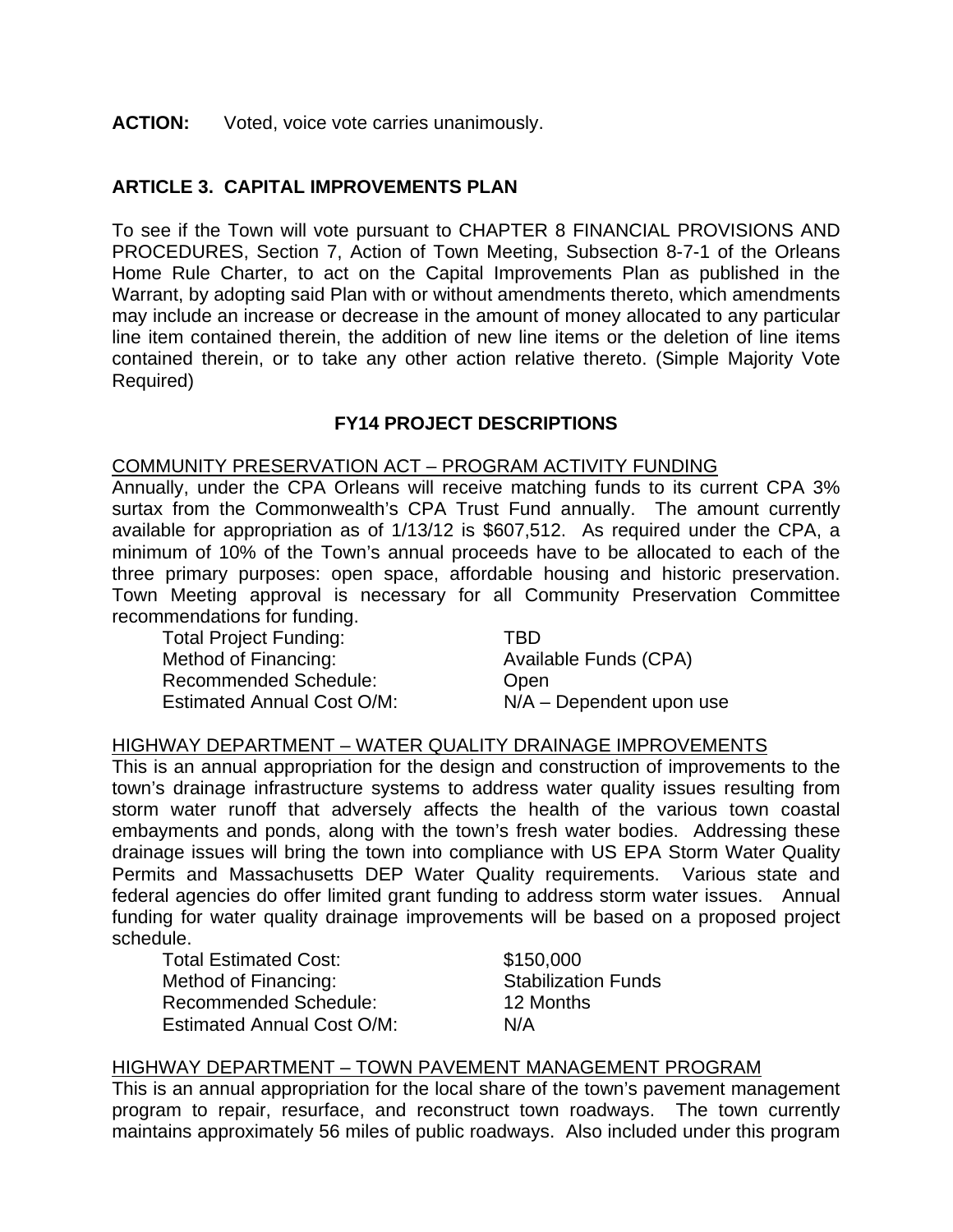**ACTION:** Voted, voice vote carries unanimously.

## ARTICLE 3. CAPITAL IMPROVEMENTS PLAN

To see if the Town will vote pursuant to CHAPTER 8 FINANCIAL PROVISIONS AND PROCEDURES, Section 7, Action of Town Meeting, Subsection 8-7-1 of the Orleans Home Rule Charter, to act on the Capital Improvements Plan as published in the Warrant, by adopting said Plan with or without amendments thereto, which amendments may include an increase or decrease in the amount of money allocated to any particular line item contained therein, the addition of new line items or the deletion of line items contained therein, or to take any other action relative thereto. (Simple Majority Vote Required)

### FY14 PROJECT DESCRIPTIONS

<u>COMMUNITY PRESERVATION ACT – PROGRAM ACTIVITY FUNDING</u>

Annually, under the CPA Orleans will receive matching funds to its current CPA 3% surtax from the Commonwealth's CPA Trust Fund annually. The amount currently available for appropriation as of 1/13/12 is $607,512. As required under the CPA, a minimum of 10% of the Town's annual proceeds have to be allocated to each of the three primary purposes: open space, affordable housing and historic preservation. Town Meeting approval is necessary for all Community Preservation Committee recommendations for funding.

| | |
|---|---|
| Total Project Funding: | TBD |
| Method of Financing: | Available Funds (CPA) |
| Recommended Schedule: | Open |
| Estimated Annual Cost O/M: | N/A – Dependent upon use |

<u>HIGHWAY DEPARTMENT – WATER QUALITY DRAINAGE IMPROVEMENTS</u>

This is an annual appropriation for the design and construction of improvements to the town's drainage infrastructure systems to address water quality issues resulting from storm water runoff that adversely affects the health of the various town coastal embayments and ponds, along with the town's fresh water bodies. Addressing these drainage issues will bring the town into compliance with US EPA Storm Water Quality Permits and Massachusetts DEP Water Quality requirements. Various state and federal agencies do offer limited grant funding to address storm water issues. Annual funding for water quality drainage improvements will be based on a proposed project schedule.

| | |
|---|---|
| Total Estimated Cost: | $150,000 |
| Method of Financing: | Stabilization Funds |
| Recommended Schedule: | 12 Months |
| Estimated Annual Cost O/M: | N/A |

<u>HIGHWAY DEPARTMENT – TOWN PAVEMENT MANAGEMENT PROGRAM</u>

This is an annual appropriation for the local share of the town's pavement management program to repair, resurface, and reconstruct town roadways. The town currently maintains approximately 56 miles of public roadways. Also included under this program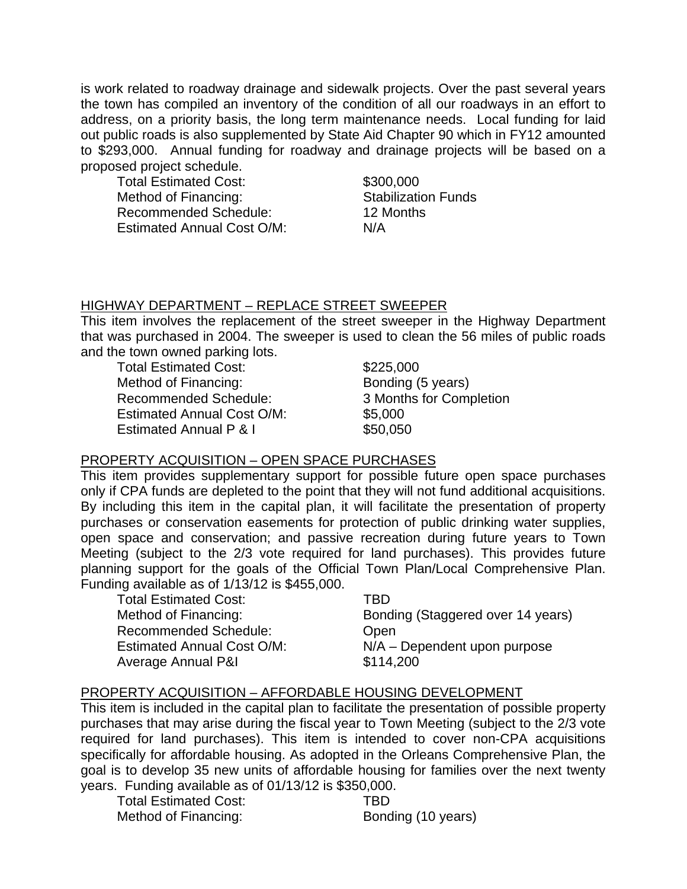is work related to roadway drainage and sidewalk projects. Over the past several years the town has compiled an inventory of the condition of all our roadways in an effort to address, on a priority basis, the long term maintenance needs. Local funding for laid out public roads is also supplemented by State Aid Chapter 90 which in FY12 amounted to $293,000. Annual funding for roadway and drainage projects will be based on a proposed project schedule.

| | |
|---|---|
| Total Estimated Cost: | $300,000 |
| Method of Financing: | Stabilization Funds |
| Recommended Schedule: | 12 Months |
| Estimated Annual Cost O/M: | N/A |

<u>HIGHWAY DEPARTMENT – REPLACE STREET SWEEPER</u>

This item involves the replacement of the street sweeper in the Highway Department that was purchased in 2004. The sweeper is used to clean the 56 miles of public roads and the town owned parking lots.

| | |
|---|---|
| Total Estimated Cost: | $225,000 |
| Method of Financing: | Bonding (5 years) |
| Recommended Schedule: | 3 Months for Completion |
| Estimated Annual Cost O/M: | $5,000 |
| Estimated Annual P & I | $50,050 |

<u>PROPERTY ACQUISITION – OPEN SPACE PURCHASES</u>

This item provides supplementary support for possible future open space purchases only if CPA funds are depleted to the point that they will not fund additional acquisitions. By including this item in the capital plan, it will facilitate the presentation of property purchases or conservation easements for protection of public drinking water supplies, open space and conservation; and passive recreation during future years to Town Meeting (subject to the 2/3 vote required for land purchases). This provides future planning support for the goals of the Official Town Plan/Local Comprehensive Plan. Funding available as of 1/13/12 is $455,000.

| | |
|---|---|
| Total Estimated Cost: | TBD |
| Method of Financing: | Bonding (Staggered over 14 years) |
| Recommended Schedule: | Open |
| Estimated Annual Cost O/M: | N/A – Dependent upon purpose |
| Average Annual P&I | $114,200 |

<u>PROPERTY ACQUISITION – AFFORDABLE HOUSING DEVELOPMENT</u>

This item is included in the capital plan to facilitate the presentation of possible property purchases that may arise during the fiscal year to Town Meeting (subject to the 2/3 vote required for land purchases). This item is intended to cover non-CPA acquisitions specifically for affordable housing. As adopted in the Orleans Comprehensive Plan, the goal is to develop 35 new units of affordable housing for families over the next twenty years. Funding available as of 01/13/12 is $350,000.

| | |
|---|---|
| Total Estimated Cost: | TBD |
| Method of Financing: | Bonding (10 years) |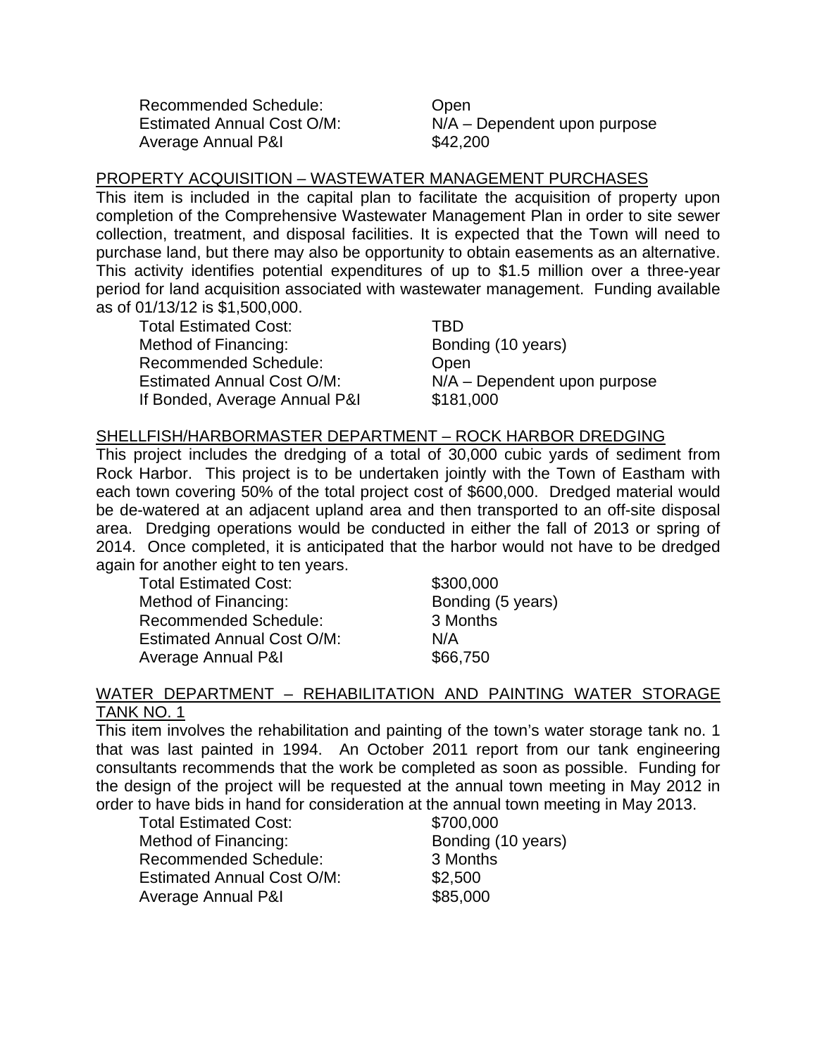| | |
|---|---|
| Recommended Schedule: | Open |
| Estimated Annual Cost O/M: | N/A – Dependent upon purpose |
| Average Annual P&I | $42,200 |

PROPERTY ACQUISITION – WASTEWATER MANAGEMENT PURCHASES

This item is included in the capital plan to facilitate the acquisition of property upon completion of the Comprehensive Wastewater Management Plan in order to site sewer collection, treatment, and disposal facilities. It is expected that the Town will need to purchase land, but there may also be opportunity to obtain easements as an alternative. This activity identifies potential expenditures of up to $1.5 million over a three-year period for land acquisition associated with wastewater management. Funding available as of 01/13/12 is $1,500,000.

| | |
|---|---|
| Total Estimated Cost: | TBD |
| Method of Financing: | Bonding (10 years) |
| Recommended Schedule: | Open |
| Estimated Annual Cost O/M: | N/A – Dependent upon purpose |
| If Bonded, Average Annual P&I | $181,000 |

SHELLFISH/HARBORMASTER DEPARTMENT – ROCK HARBOR DREDGING

This project includes the dredging of a total of 30,000 cubic yards of sediment from Rock Harbor. This project is to be undertaken jointly with the Town of Eastham with each town covering 50% of the total project cost of $600,000. Dredged material would be de-watered at an adjacent upland area and then transported to an off-site disposal area. Dredging operations would be conducted in either the fall of 2013 or spring of 2014. Once completed, it is anticipated that the harbor would not have to be dredged again for another eight to ten years.

| | |
|---|---|
| Total Estimated Cost: | $300,000 |
| Method of Financing: | Bonding (5 years) |
| Recommended Schedule: | 3 Months |
| Estimated Annual Cost O/M: | N/A |
| Average Annual P&I | $66,750 |

WATER DEPARTMENT – REHABILITATION AND PAINTING WATER STORAGE TANK NO. 1

This item involves the rehabilitation and painting of the town's water storage tank no. 1 that was last painted in 1994. An October 2011 report from our tank engineering consultants recommends that the work be completed as soon as possible. Funding for the design of the project will be requested at the annual town meeting in May 2012 in order to have bids in hand for consideration at the annual town meeting in May 2013.

| | |
|---|---|
| Total Estimated Cost: | $700,000 |
| Method of Financing: | Bonding (10 years) |
| Recommended Schedule: | 3 Months |
| Estimated Annual Cost O/M: | $2,500 |
| Average Annual P&I | $85,000 |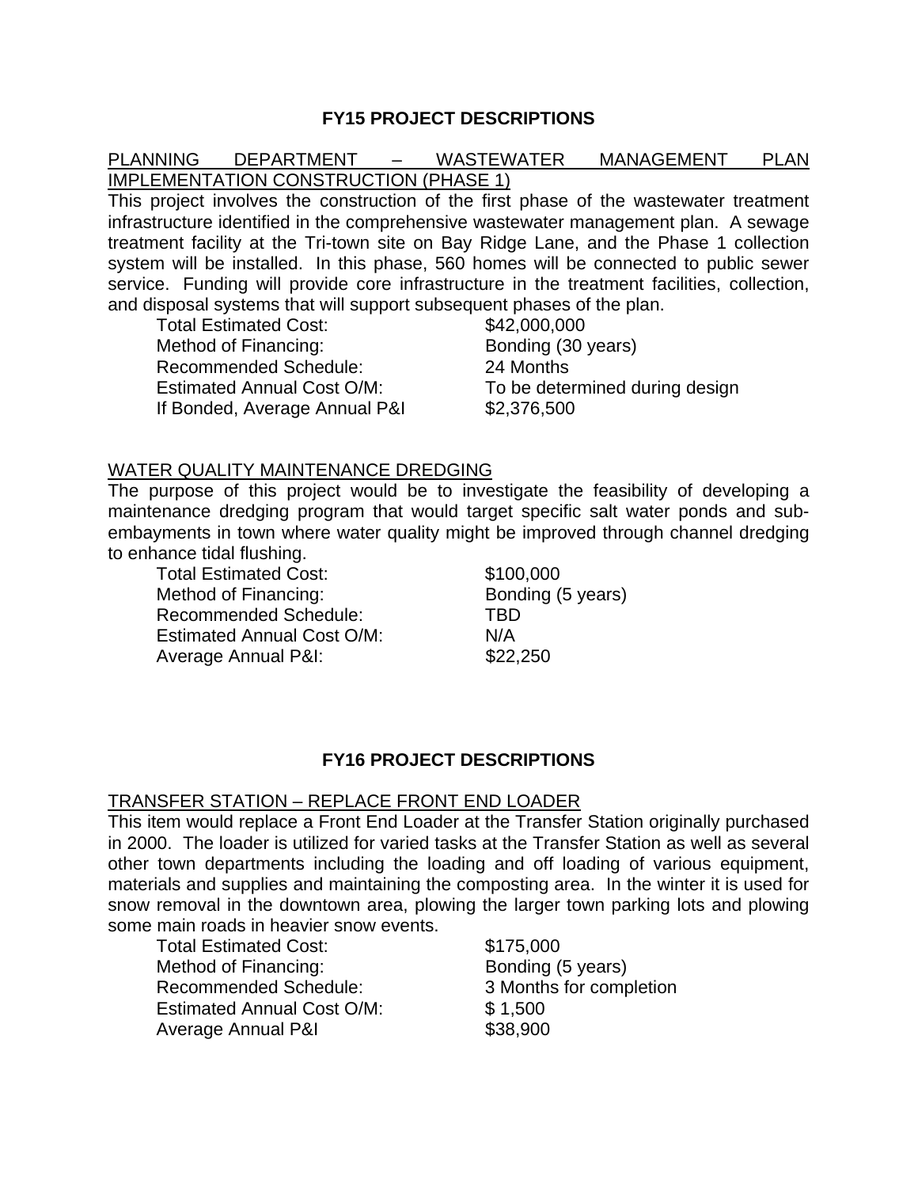## FY15 PROJECT DESCRIPTIONS

PLANNING DEPARTMENT – WASTEWATER MANAGEMENT PLAN IMPLEMENTATION CONSTRUCTION (PHASE 1)

This project involves the construction of the first phase of the wastewater treatment infrastructure identified in the comprehensive wastewater management plan. A sewage treatment facility at the Tri-town site on Bay Ridge Lane, and the Phase 1 collection system will be installed. In this phase, 560 homes will be connected to public sewer service. Funding will provide core infrastructure in the treatment facilities, collection, and disposal systems that will support subsequent phases of the plan.

| | |
|---|---|
| Total Estimated Cost: | $42,000,000 |
| Method of Financing: | Bonding (30 years) |
| Recommended Schedule: | 24 Months |
| Estimated Annual Cost O/M: | To be determined during design |
| If Bonded, Average Annual P&I | $2,376,500 |

WATER QUALITY MAINTENANCE DREDGING

The purpose of this project would be to investigate the feasibility of developing a maintenance dredging program that would target specific salt water ponds and sub-embayments in town where water quality might be improved through channel dredging to enhance tidal flushing.

| | |
|---|---|
| Total Estimated Cost: | $100,000 |
| Method of Financing: | Bonding (5 years) |
| Recommended Schedule: | TBD |
| Estimated Annual Cost O/M: | N/A |
| Average Annual P&I: | $22,250 |

## FY16 PROJECT DESCRIPTIONS

TRANSFER STATION – REPLACE FRONT END LOADER

This item would replace a Front End Loader at the Transfer Station originally purchased in 2000. The loader is utilized for varied tasks at the Transfer Station as well as several other town departments including the loading and off loading of various equipment, materials and supplies and maintaining the composting area. In the winter it is used for snow removal in the downtown area, plowing the larger town parking lots and plowing some main roads in heavier snow events.

| | |
|---|---|
| Total Estimated Cost: | $175,000 |
| Method of Financing: | Bonding (5 years) |
| Recommended Schedule: | 3 Months for completion |
| Estimated Annual Cost O/M: | $ 1,500 |
| Average Annual P&I | $38,900 |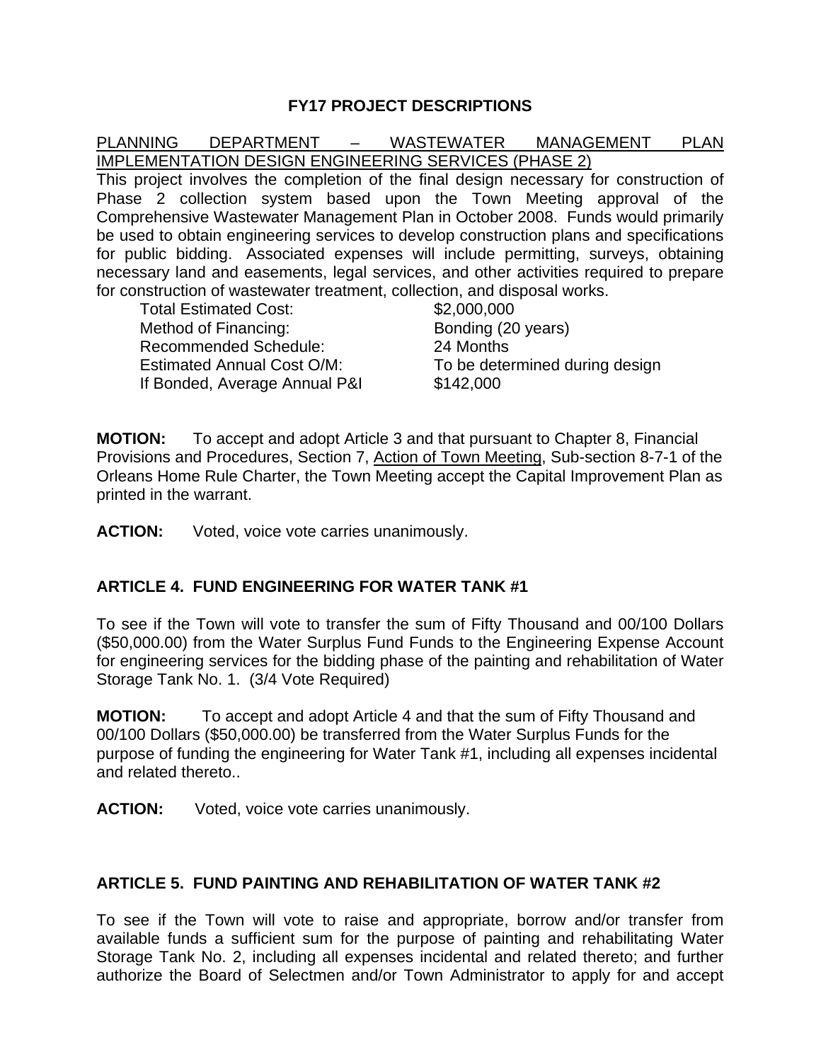## FY17 PROJECT DESCRIPTIONS

PLANNING DEPARTMENT – WASTEWATER MANAGEMENT PLAN IMPLEMENTATION DESIGN ENGINEERING SERVICES (PHASE 2)

This project involves the completion of the final design necessary for construction of Phase 2 collection system based upon the Town Meeting approval of the Comprehensive Wastewater Management Plan in October 2008. Funds would primarily be used to obtain engineering services to develop construction plans and specifications for public bidding. Associated expenses will include permitting, surveys, obtaining necessary land and easements, legal services, and other activities required to prepare for construction of wastewater treatment, collection, and disposal works.

| | |
|---|---|
| Total Estimated Cost: | $2,000,000 |
| Method of Financing: | Bonding (20 years) |
| Recommended Schedule: | 24 Months |
| Estimated Annual Cost O/M: | To be determined during design |
| If Bonded, Average Annual P&I | $142,000 |

**MOTION:** To accept and adopt Article 3 and that pursuant to Chapter 8, Financial Provisions and Procedures, Section 7, Action of Town Meeting, Sub-section 8-7-1 of the Orleans Home Rule Charter, the Town Meeting accept the Capital Improvement Plan as printed in the warrant.

**ACTION:** Voted, voice vote carries unanimously.

### ARTICLE 4. FUND ENGINEERING FOR WATER TANK #1

To see if the Town will vote to transfer the sum of Fifty Thousand and 00/100 Dollars ($50,000.00) from the Water Surplus Fund Funds to the Engineering Expense Account for engineering services for the bidding phase of the painting and rehabilitation of Water Storage Tank No. 1. (3/4 Vote Required)

**MOTION:** To accept and adopt Article 4 and that the sum of Fifty Thousand and 00/100 Dollars ($50,000.00) be transferred from the Water Surplus Funds for the purpose of funding the engineering for Water Tank #1, including all expenses incidental and related thereto..

**ACTION:** Voted, voice vote carries unanimously.

### ARTICLE 5. FUND PAINTING AND REHABILITATION OF WATER TANK #2

To see if the Town will vote to raise and appropriate, borrow and/or transfer from available funds a sufficient sum for the purpose of painting and rehabilitating Water Storage Tank No. 2, including all expenses incidental and related thereto; and further authorize the Board of Selectmen and/or Town Administrator to apply for and accept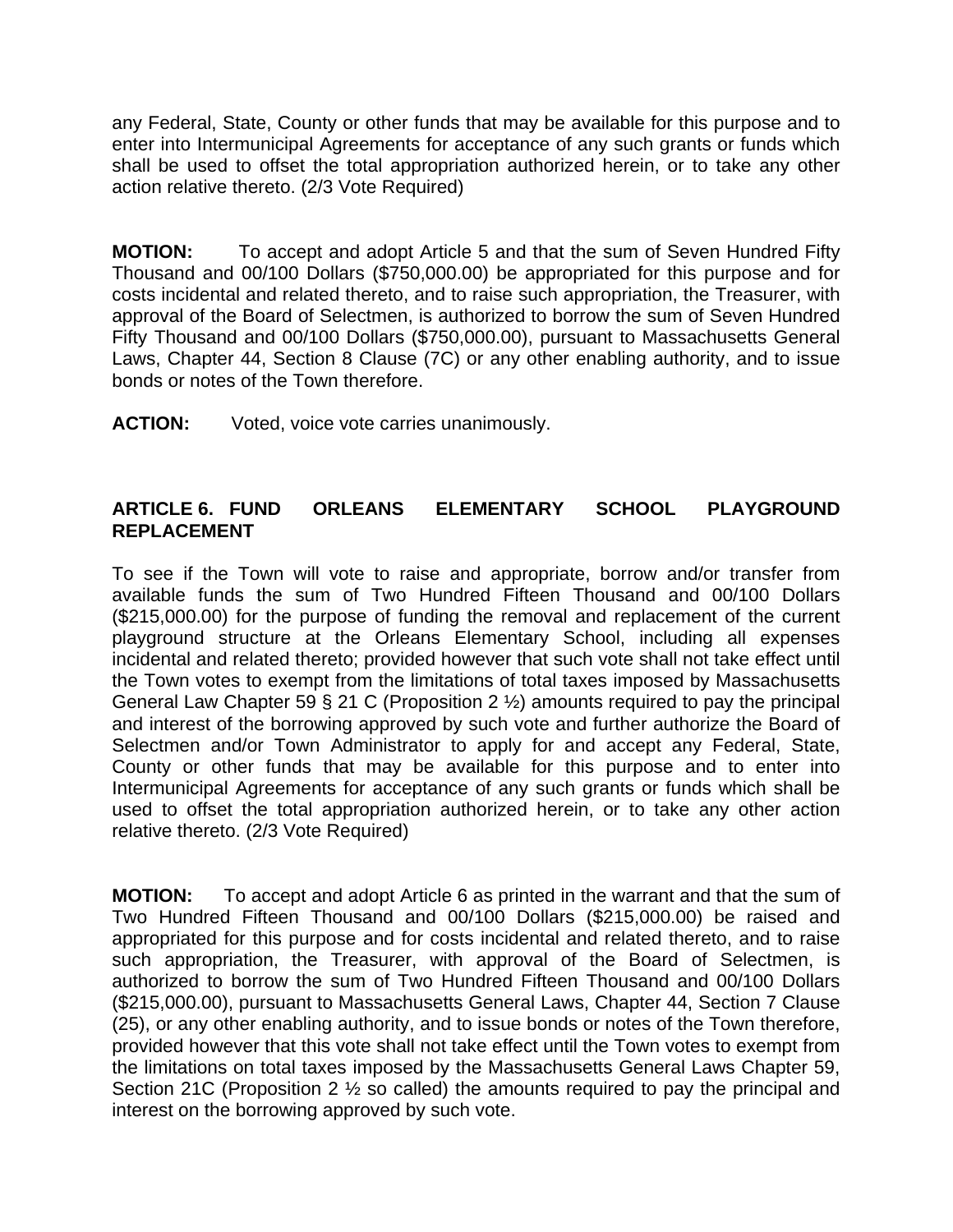any Federal, State, County or other funds that may be available for this purpose and to enter into Intermunicipal Agreements for acceptance of any such grants or funds which shall be used to offset the total appropriation authorized herein, or to take any other action relative thereto. (2/3 Vote Required)

**MOTION:** To accept and adopt Article 5 and that the sum of Seven Hundred Fifty Thousand and 00/100 Dollars ($750,000.00) be appropriated for this purpose and for costs incidental and related thereto, and to raise such appropriation, the Treasurer, with approval of the Board of Selectmen, is authorized to borrow the sum of Seven Hundred Fifty Thousand and 00/100 Dollars ($750,000.00), pursuant to Massachusetts General Laws, Chapter 44, Section 8 Clause (7C) or any other enabling authority, and to issue bonds or notes of the Town therefore.

**ACTION:** Voted, voice vote carries unanimously.

**ARTICLE 6. FUND ORLEANS ELEMENTARY SCHOOL PLAYGROUND REPLACEMENT**

To see if the Town will vote to raise and appropriate, borrow and/or transfer from available funds the sum of Two Hundred Fifteen Thousand and 00/100 Dollars ($215,000.00) for the purpose of funding the removal and replacement of the current playground structure at the Orleans Elementary School, including all expenses incidental and related thereto; provided however that such vote shall not take effect until the Town votes to exempt from the limitations of total taxes imposed by Massachusetts General Law Chapter 59 § 21 C (Proposition 2 ½) amounts required to pay the principal and interest of the borrowing approved by such vote and further authorize the Board of Selectmen and/or Town Administrator to apply for and accept any Federal, State, County or other funds that may be available for this purpose and to enter into Intermunicipal Agreements for acceptance of any such grants or funds which shall be used to offset the total appropriation authorized herein, or to take any other action relative thereto. (2/3 Vote Required)

**MOTION:** To accept and adopt Article 6 as printed in the warrant and that the sum of Two Hundred Fifteen Thousand and 00/100 Dollars ($215,000.00) be raised and appropriated for this purpose and for costs incidental and related thereto, and to raise such appropriation, the Treasurer, with approval of the Board of Selectmen, is authorized to borrow the sum of Two Hundred Fifteen Thousand and 00/100 Dollars ($215,000.00), pursuant to Massachusetts General Laws, Chapter 44, Section 7 Clause (25), or any other enabling authority, and to issue bonds or notes of the Town therefore, provided however that this vote shall not take effect until the Town votes to exempt from the limitations on total taxes imposed by the Massachusetts General Laws Chapter 59, Section 21C (Proposition 2 ½ so called) the amounts required to pay the principal and interest on the borrowing approved by such vote.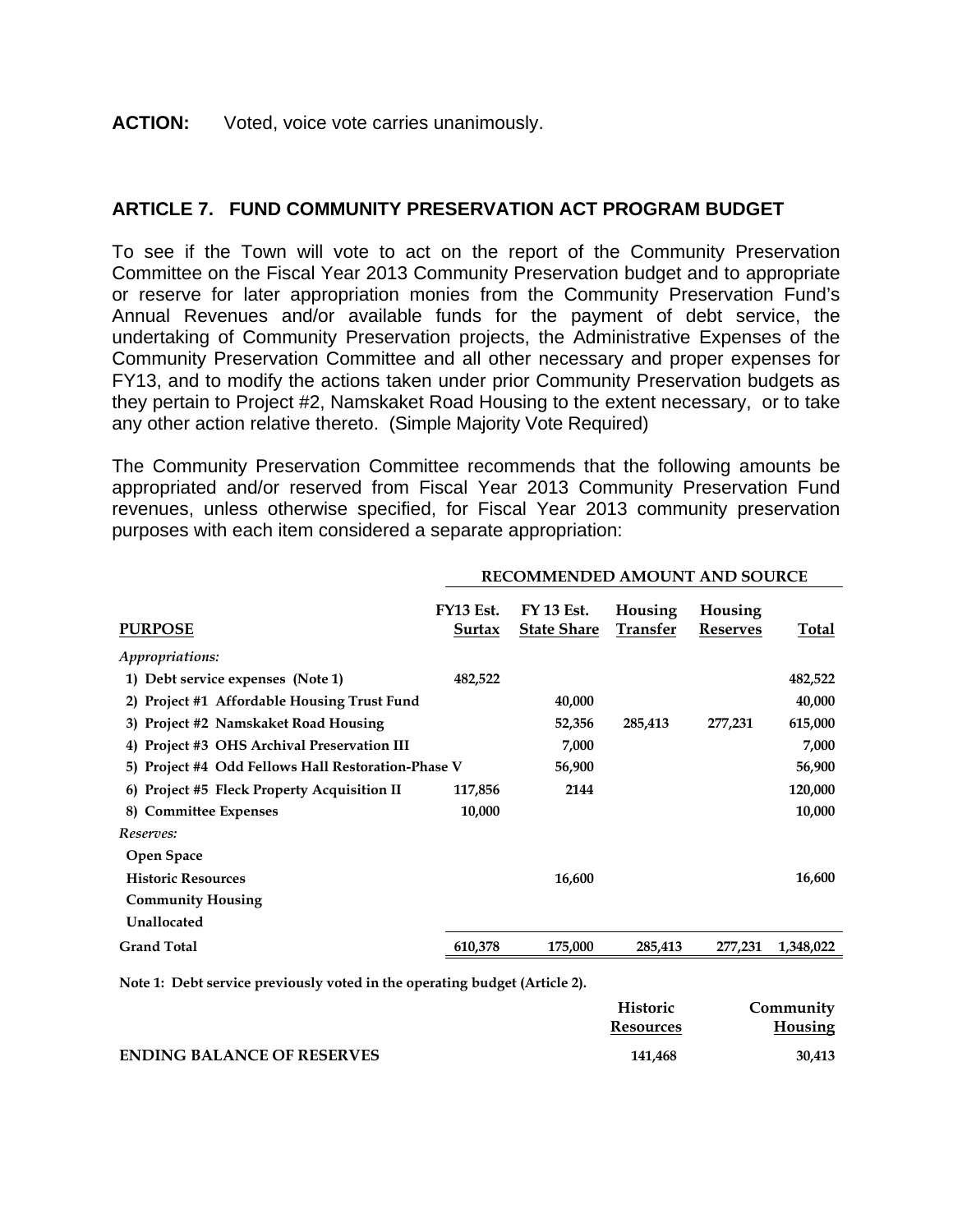**ACTION:** Voted, voice vote carries unanimously.

## ARTICLE 7. FUND COMMUNITY PRESERVATION ACT PROGRAM BUDGET

To see if the Town will vote to act on the report of the Community Preservation Committee on the Fiscal Year 2013 Community Preservation budget and to appropriate or reserve for later appropriation monies from the Community Preservation Fund's Annual Revenues and/or available funds for the payment of debt service, the undertaking of Community Preservation projects, the Administrative Expenses of the Community Preservation Committee and all other necessary and proper expenses for FY13, and to modify the actions taken under prior Community Preservation budgets as they pertain to Project #2, Namskaket Road Housing to the extent necessary, or to take any other action relative thereto. (Simple Majority Vote Required)

The Community Preservation Committee recommends that the following amounts be appropriated and/or reserved from Fiscal Year 2013 Community Preservation Fund revenues, unless otherwise specified, for Fiscal Year 2013 community preservation purposes with each item considered a separate appropriation:

| | RECOMMENDED AMOUNT AND SOURCE | | | | |
|---|---|---|---|---|---|
| **PURPOSE** | **FY13 Est. Surtax** | **FY 13 Est. State Share** | **Housing Transfer** | **Housing Reserves** | **Total** |
| *Appropriations:* | | | | | |
| 1) Debt service expenses (Note 1) | 482,522 | | | | 482,522 |
| 2) Project #1 Affordable Housing Trust Fund | | 40,000 | | | 40,000 |
| 3) Project #2 Namskaket Road Housing | | 52,356 | 285,413 | 277,231 | 615,000 |
| 4) Project #3 OHS Archival Preservation III | | 7,000 | | | 7,000 |
| 5) Project #4 Odd Fellows Hall Restoration-Phase V | | 56,900 | | | 56,900 |
| 6) Project #5 Fleck Property Acquisition II | 117,856 | 2144 | | | 120,000 |
| 8) Committee Expenses | 10,000 | | | | 10,000 |
| *Reserves:* | | | | | |
| Open Space | | | | | |
| Historic Resources | | 16,600 | | | 16,600 |
| Community Housing | | | | | |
| Unallocated | | | | | |
| **Grand Total** | 610,378 | 175,000 | 285,413 | 277,231 | 1,348,022 |

**Note 1: Debt service previously voted in the operating budget (Article 2).**

| | Historic Resources | Community Housing |
|---|---|---|
| **ENDING BALANCE OF RESERVES** | 141,468 | 30,413 |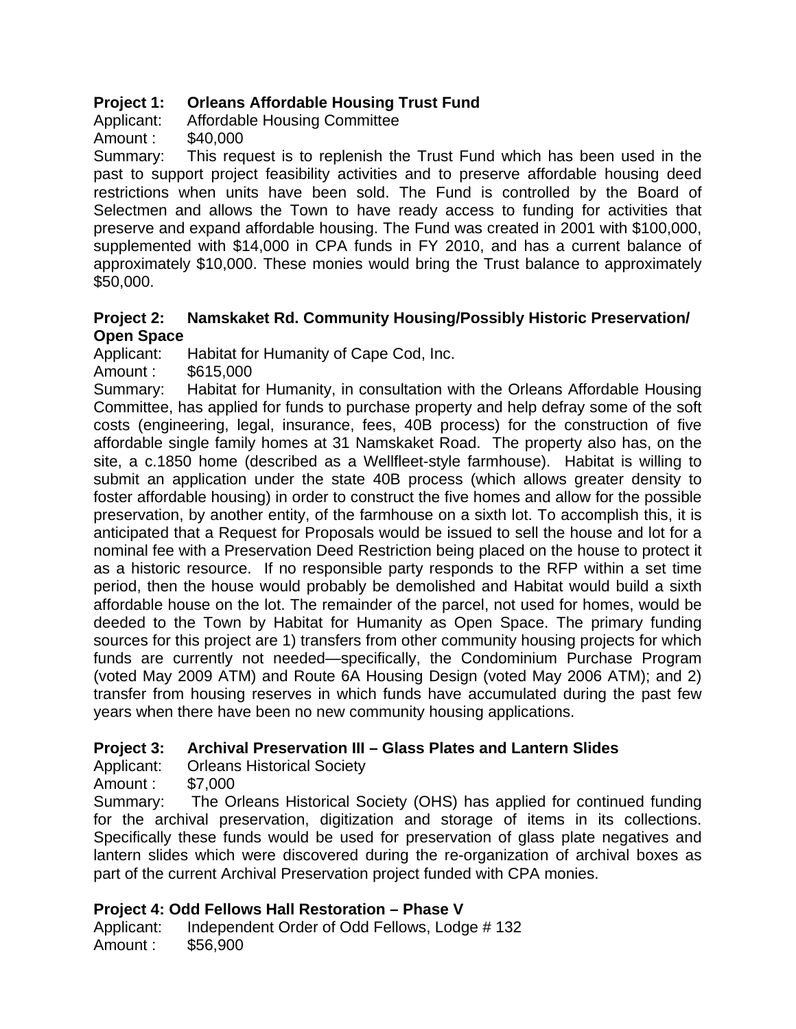**Project 1: Orleans Affordable Housing Trust Fund**

Applicant: Affordable Housing Committee

Amount : $40,000

Summary: This request is to replenish the Trust Fund which has been used in the past to support project feasibility activities and to preserve affordable housing deed restrictions when units have been sold. The Fund is controlled by the Board of Selectmen and allows the Town to have ready access to funding for activities that preserve and expand affordable housing. The Fund was created in 2001 with $100,000, supplemented with $14,000 in CPA funds in FY 2010, and has a current balance of approximately $10,000. These monies would bring the Trust balance to approximately $50,000.

**Project 2: Namskaket Rd. Community Housing/Possibly Historic Preservation/ Open Space**

Applicant: Habitat for Humanity of Cape Cod, Inc.

Amount : $615,000

Summary: Habitat for Humanity, in consultation with the Orleans Affordable Housing Committee, has applied for funds to purchase property and help defray some of the soft costs (engineering, legal, insurance, fees, 40B process) for the construction of five affordable single family homes at 31 Namskaket Road. The property also has, on the site, a c.1850 home (described as a Wellfleet-style farmhouse). Habitat is willing to submit an application under the state 40B process (which allows greater density to foster affordable housing) in order to construct the five homes and allow for the possible preservation, by another entity, of the farmhouse on a sixth lot. To accomplish this, it is anticipated that a Request for Proposals would be issued to sell the house and lot for a nominal fee with a Preservation Deed Restriction being placed on the house to protect it as a historic resource. If no responsible party responds to the RFP within a set time period, then the house would probably be demolished and Habitat would build a sixth affordable house on the lot. The remainder of the parcel, not used for homes, would be deeded to the Town by Habitat for Humanity as Open Space. The primary funding sources for this project are 1) transfers from other community housing projects for which funds are currently not needed—specifically, the Condominium Purchase Program (voted May 2009 ATM) and Route 6A Housing Design (voted May 2006 ATM); and 2) transfer from housing reserves in which funds have accumulated during the past few years when there have been no new community housing applications.

**Project 3: Archival Preservation III – Glass Plates and Lantern Slides**

Applicant: Orleans Historical Society

Amount : $7,000

Summary: The Orleans Historical Society (OHS) has applied for continued funding for the archival preservation, digitization and storage of items in its collections. Specifically these funds would be used for preservation of glass plate negatives and lantern slides which were discovered during the re-organization of archival boxes as part of the current Archival Preservation project funded with CPA monies.

**Project 4: Odd Fellows Hall Restoration – Phase V**

Applicant: Independent Order of Odd Fellows, Lodge # 132

Amount : $56,900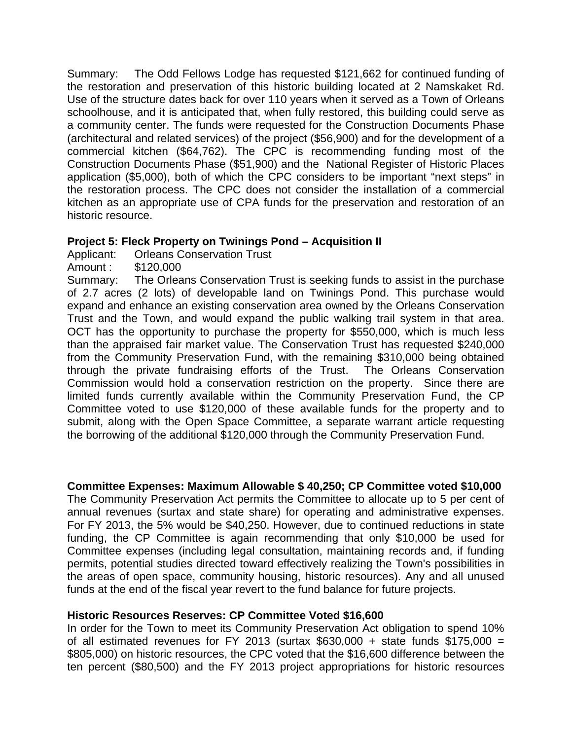Summary: The Odd Fellows Lodge has requested $121,662 for continued funding of the restoration and preservation of this historic building located at 2 Namskaket Rd. Use of the structure dates back for over 110 years when it served as a Town of Orleans schoolhouse, and it is anticipated that, when fully restored, this building could serve as a community center. The funds were requested for the Construction Documents Phase (architectural and related services) of the project ($56,900) and for the development of a commercial kitchen ($64,762). The CPC is recommending funding most of the Construction Documents Phase ($51,900) and the National Register of Historic Places application ($5,000), both of which the CPC considers to be important "next steps" in the restoration process. The CPC does not consider the installation of a commercial kitchen as an appropriate use of CPA funds for the preservation and restoration of an historic resource.

**Project 5: Fleck Property on Twinings Pond – Acquisition II**

Applicant: Orleans Conservation Trust

Amount : $120,000

Summary: The Orleans Conservation Trust is seeking funds to assist in the purchase of 2.7 acres (2 lots) of developable land on Twinings Pond. This purchase would expand and enhance an existing conservation area owned by the Orleans Conservation Trust and the Town, and would expand the public walking trail system in that area. OCT has the opportunity to purchase the property for $550,000, which is much less than the appraised fair market value. The Conservation Trust has requested $240,000 from the Community Preservation Fund, with the remaining $310,000 being obtained through the private fundraising efforts of the Trust. The Orleans Conservation Commission would hold a conservation restriction on the property. Since there are limited funds currently available within the Community Preservation Fund, the CP Committee voted to use $120,000 of these available funds for the property and to submit, along with the Open Space Committee, a separate warrant article requesting the borrowing of the additional $120,000 through the Community Preservation Fund.

**Committee Expenses: Maximum Allowable $ 40,250; CP Committee voted $10,000**

The Community Preservation Act permits the Committee to allocate up to 5 per cent of annual revenues (surtax and state share) for operating and administrative expenses. For FY 2013, the 5% would be $40,250. However, due to continued reductions in state funding, the CP Committee is again recommending that only $10,000 be used for Committee expenses (including legal consultation, maintaining records and, if funding permits, potential studies directed toward effectively realizing the Town's possibilities in the areas of open space, community housing, historic resources). Any and all unused funds at the end of the fiscal year revert to the fund balance for future projects.

**Historic Resources Reserves: CP Committee Voted $16,600**

In order for the Town to meet its Community Preservation Act obligation to spend 10% of all estimated revenues for FY 2013 (surtax $630,000 + state funds $175,000 = $805,000) on historic resources, the CPC voted that the $16,600 difference between the ten percent ($80,500) and the FY 2013 project appropriations for historic resources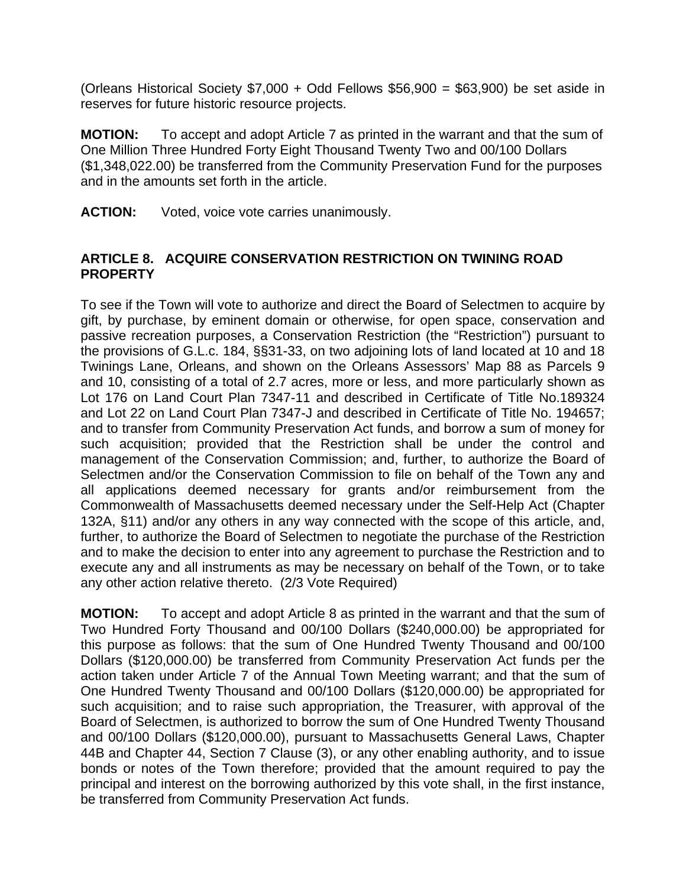(Orleans Historical Society $7,000 + Odd Fellows $56,900 = $63,900) be set aside in reserves for future historic resource projects.

**MOTION:** To accept and adopt Article 7 as printed in the warrant and that the sum of One Million Three Hundred Forty Eight Thousand Twenty Two and 00/100 Dollars ($1,348,022.00) be transferred from the Community Preservation Fund for the purposes and in the amounts set forth in the article.

**ACTION:** Voted, voice vote carries unanimously.

## ARTICLE 8. ACQUIRE CONSERVATION RESTRICTION ON TWINING ROAD PROPERTY

To see if the Town will vote to authorize and direct the Board of Selectmen to acquire by gift, by purchase, by eminent domain or otherwise, for open space, conservation and passive recreation purposes, a Conservation Restriction (the "Restriction") pursuant to the provisions of G.L.c. 184, §§31-33, on two adjoining lots of land located at 10 and 18 Twinings Lane, Orleans, and shown on the Orleans Assessors' Map 88 as Parcels 9 and 10, consisting of a total of 2.7 acres, more or less, and more particularly shown as Lot 176 on Land Court Plan 7347-11 and described in Certificate of Title No.189324 and Lot 22 on Land Court Plan 7347-J and described in Certificate of Title No. 194657; and to transfer from Community Preservation Act funds, and borrow a sum of money for such acquisition; provided that the Restriction shall be under the control and management of the Conservation Commission; and, further, to authorize the Board of Selectmen and/or the Conservation Commission to file on behalf of the Town any and all applications deemed necessary for grants and/or reimbursement from the Commonwealth of Massachusetts deemed necessary under the Self-Help Act (Chapter 132A, §11) and/or any others in any way connected with the scope of this article, and, further, to authorize the Board of Selectmen to negotiate the purchase of the Restriction and to make the decision to enter into any agreement to purchase the Restriction and to execute any and all instruments as may be necessary on behalf of the Town, or to take any other action relative thereto. (2/3 Vote Required)

**MOTION:** To accept and adopt Article 8 as printed in the warrant and that the sum of Two Hundred Forty Thousand and 00/100 Dollars ($240,000.00) be appropriated for this purpose as follows: that the sum of One Hundred Twenty Thousand and 00/100 Dollars ($120,000.00) be transferred from Community Preservation Act funds per the action taken under Article 7 of the Annual Town Meeting warrant; and that the sum of One Hundred Twenty Thousand and 00/100 Dollars ($120,000.00) be appropriated for such acquisition; and to raise such appropriation, the Treasurer, with approval of the Board of Selectmen, is authorized to borrow the sum of One Hundred Twenty Thousand and 00/100 Dollars ($120,000.00), pursuant to Massachusetts General Laws, Chapter 44B and Chapter 44, Section 7 Clause (3), or any other enabling authority, and to issue bonds or notes of the Town therefore; provided that the amount required to pay the principal and interest on the borrowing authorized by this vote shall, in the first instance, be transferred from Community Preservation Act funds.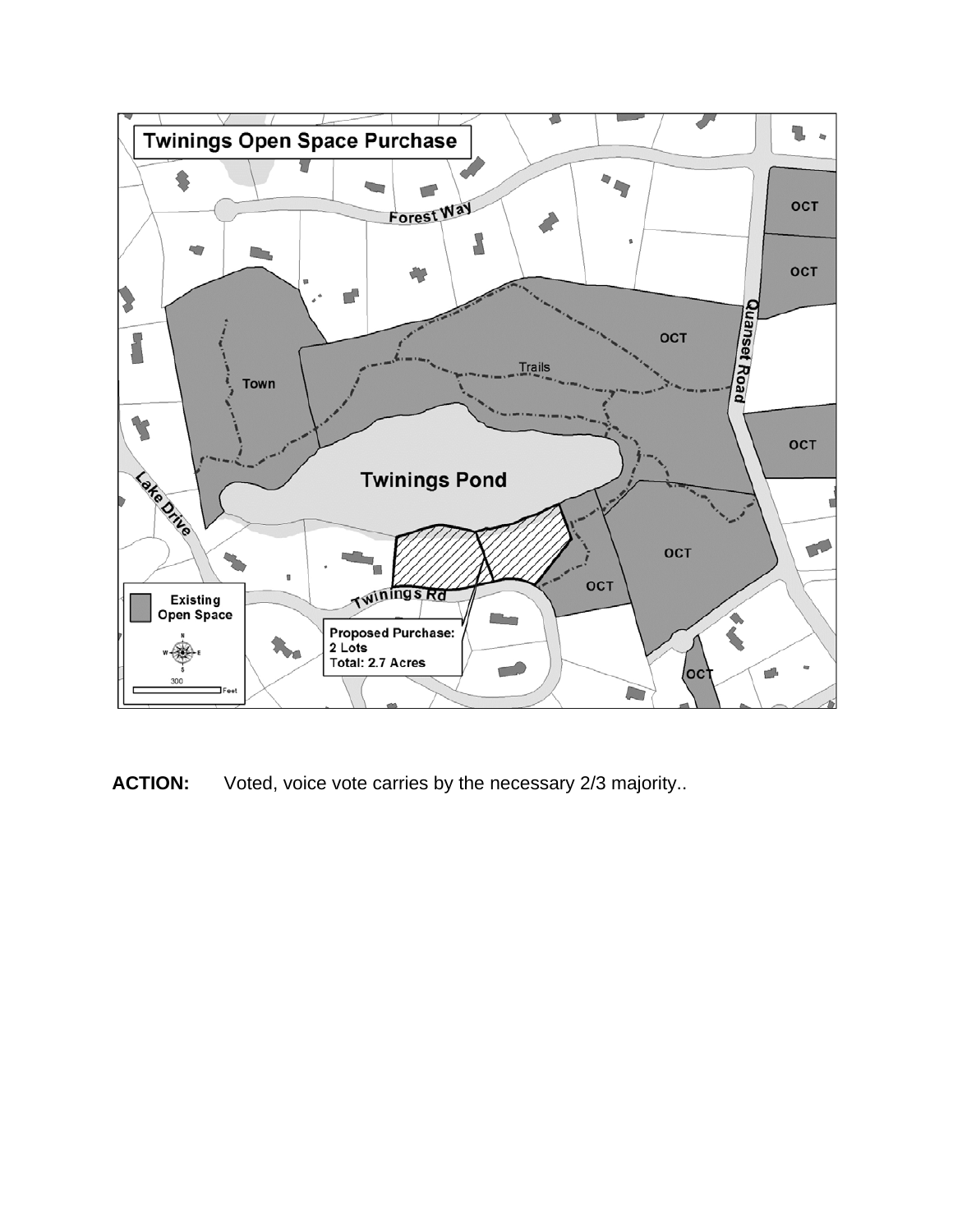**ACTION:** Voted, voice vote carries by the necessary 2/3 majority..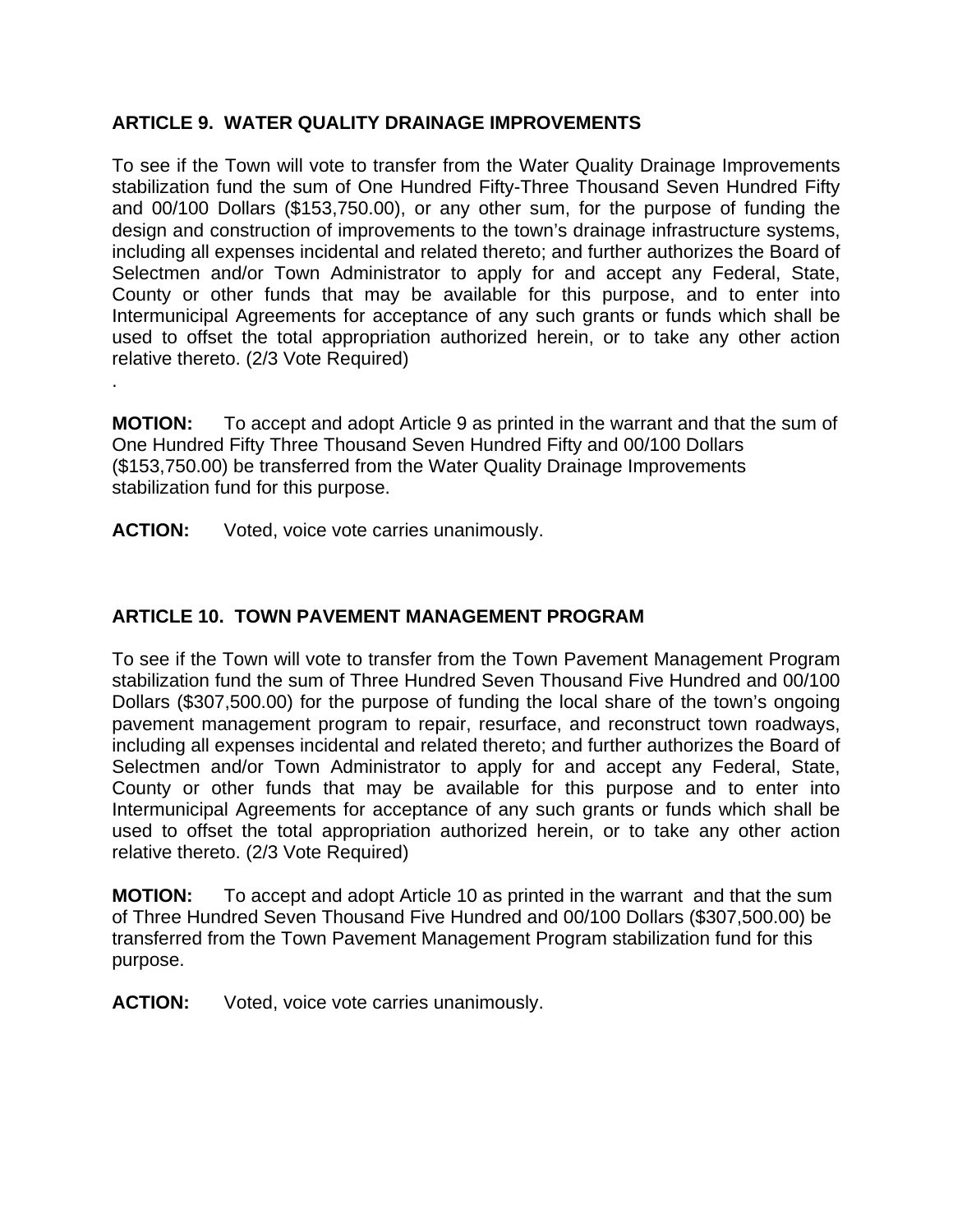## ARTICLE 9. WATER QUALITY DRAINAGE IMPROVEMENTS

To see if the Town will vote to transfer from the Water Quality Drainage Improvements stabilization fund the sum of One Hundred Fifty-Three Thousand Seven Hundred Fifty and 00/100 Dollars ($153,750.00), or any other sum, for the purpose of funding the design and construction of improvements to the town's drainage infrastructure systems, including all expenses incidental and related thereto; and further authorizes the Board of Selectmen and/or Town Administrator to apply for and accept any Federal, State, County or other funds that may be available for this purpose, and to enter into Intermunicipal Agreements for acceptance of any such grants or funds which shall be used to offset the total appropriation authorized herein, or to take any other action relative thereto. (2/3 Vote Required)
.

**MOTION:** To accept and adopt Article 9 as printed in the warrant and that the sum of One Hundred Fifty Three Thousand Seven Hundred Fifty and 00/100 Dollars ($153,750.00) be transferred from the Water Quality Drainage Improvements stabilization fund for this purpose.

**ACTION:** Voted, voice vote carries unanimously.

## ARTICLE 10. TOWN PAVEMENT MANAGEMENT PROGRAM

To see if the Town will vote to transfer from the Town Pavement Management Program stabilization fund the sum of Three Hundred Seven Thousand Five Hundred and 00/100 Dollars ($307,500.00) for the purpose of funding the local share of the town's ongoing pavement management program to repair, resurface, and reconstruct town roadways, including all expenses incidental and related thereto; and further authorizes the Board of Selectmen and/or Town Administrator to apply for and accept any Federal, State, County or other funds that may be available for this purpose and to enter into Intermunicipal Agreements for acceptance of any such grants or funds which shall be used to offset the total appropriation authorized herein, or to take any other action relative thereto. (2/3 Vote Required)

**MOTION:** To accept and adopt Article 10 as printed in the warrant and that the sum of Three Hundred Seven Thousand Five Hundred and 00/100 Dollars ($307,500.00) be transferred from the Town Pavement Management Program stabilization fund for this purpose.

**ACTION:** Voted, voice vote carries unanimously.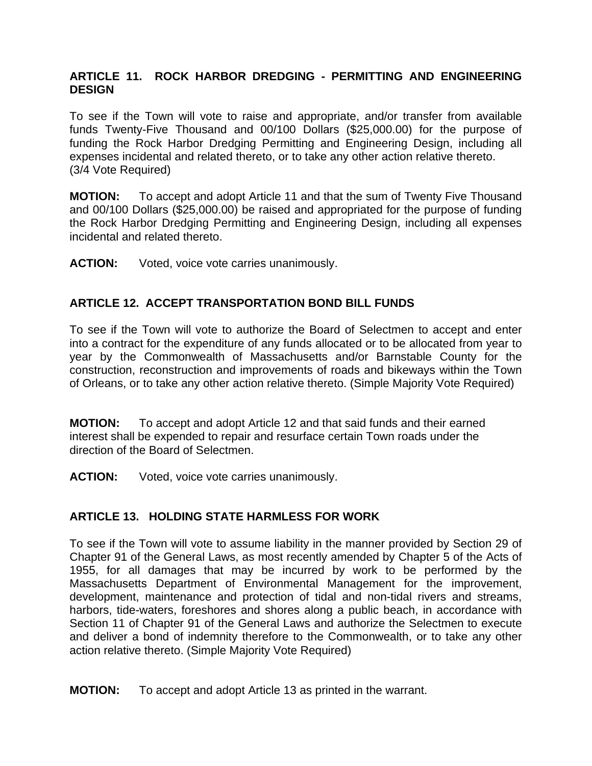## ARTICLE 11. ROCK HARBOR DREDGING - PERMITTING AND ENGINEERING DESIGN

To see if the Town will vote to raise and appropriate, and/or transfer from available funds Twenty-Five Thousand and 00/100 Dollars ($25,000.00) for the purpose of funding the Rock Harbor Dredging Permitting and Engineering Design, including all expenses incidental and related thereto, or to take any other action relative thereto. (3/4 Vote Required)

**MOTION:** To accept and adopt Article 11 and that the sum of Twenty Five Thousand and 00/100 Dollars ($25,000.00) be raised and appropriated for the purpose of funding the Rock Harbor Dredging Permitting and Engineering Design, including all expenses incidental and related thereto.

**ACTION:** Voted, voice vote carries unanimously.

## ARTICLE 12. ACCEPT TRANSPORTATION BOND BILL FUNDS

To see if the Town will vote to authorize the Board of Selectmen to accept and enter into a contract for the expenditure of any funds allocated or to be allocated from year to year by the Commonwealth of Massachusetts and/or Barnstable County for the construction, reconstruction and improvements of roads and bikeways within the Town of Orleans, or to take any other action relative thereto. (Simple Majority Vote Required)

**MOTION:** To accept and adopt Article 12 and that said funds and their earned interest shall be expended to repair and resurface certain Town roads under the direction of the Board of Selectmen.

**ACTION:** Voted, voice vote carries unanimously.

## ARTICLE 13. HOLDING STATE HARMLESS FOR WORK

To see if the Town will vote to assume liability in the manner provided by Section 29 of Chapter 91 of the General Laws, as most recently amended by Chapter 5 of the Acts of 1955, for all damages that may be incurred by work to be performed by the Massachusetts Department of Environmental Management for the improvement, development, maintenance and protection of tidal and non-tidal rivers and streams, harbors, tide-waters, foreshores and shores along a public beach, in accordance with Section 11 of Chapter 91 of the General Laws and authorize the Selectmen to execute and deliver a bond of indemnity therefore to the Commonwealth, or to take any other action relative thereto. (Simple Majority Vote Required)

**MOTION:** To accept and adopt Article 13 as printed in the warrant.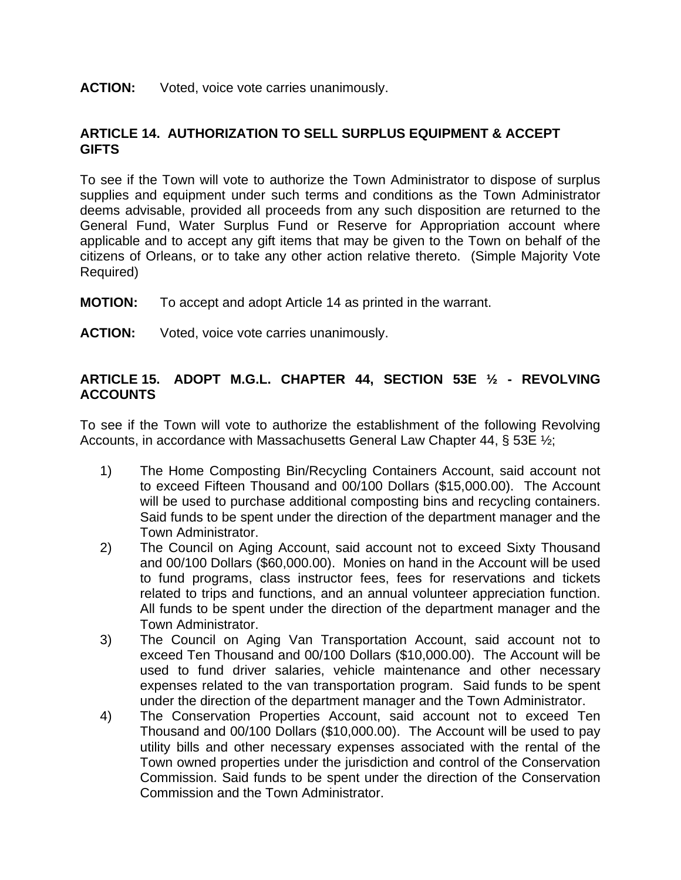**ACTION:** Voted, voice vote carries unanimously.

## ARTICLE 14. AUTHORIZATION TO SELL SURPLUS EQUIPMENT & ACCEPT GIFTS

To see if the Town will vote to authorize the Town Administrator to dispose of surplus supplies and equipment under such terms and conditions as the Town Administrator deems advisable, provided all proceeds from any such disposition are returned to the General Fund, Water Surplus Fund or Reserve for Appropriation account where applicable and to accept any gift items that may be given to the Town on behalf of the citizens of Orleans, or to take any other action relative thereto. (Simple Majority Vote Required)

**MOTION:** To accept and adopt Article 14 as printed in the warrant.

**ACTION:** Voted, voice vote carries unanimously.

## ARTICLE 15. ADOPT M.G.L. CHAPTER 44, SECTION 53E ½ - REVOLVING ACCOUNTS

To see if the Town will vote to authorize the establishment of the following Revolving Accounts, in accordance with Massachusetts General Law Chapter 44, § 53E ½;

1) The Home Composting Bin/Recycling Containers Account, said account not to exceed Fifteen Thousand and 00/100 Dollars ($15,000.00). The Account will be used to purchase additional composting bins and recycling containers. Said funds to be spent under the direction of the department manager and the Town Administrator.
2) The Council on Aging Account, said account not to exceed Sixty Thousand and 00/100 Dollars ($60,000.00). Monies on hand in the Account will be used to fund programs, class instructor fees, fees for reservations and tickets related to trips and functions, and an annual volunteer appreciation function. All funds to be spent under the direction of the department manager and the Town Administrator.
3) The Council on Aging Van Transportation Account, said account not to exceed Ten Thousand and 00/100 Dollars ($10,000.00). The Account will be used to fund driver salaries, vehicle maintenance and other necessary expenses related to the van transportation program. Said funds to be spent under the direction of the department manager and the Town Administrator.
4) The Conservation Properties Account, said account not to exceed Ten Thousand and 00/100 Dollars ($10,000.00). The Account will be used to pay utility bills and other necessary expenses associated with the rental of the Town owned properties under the jurisdiction and control of the Conservation Commission. Said funds to be spent under the direction of the Conservation Commission and the Town Administrator.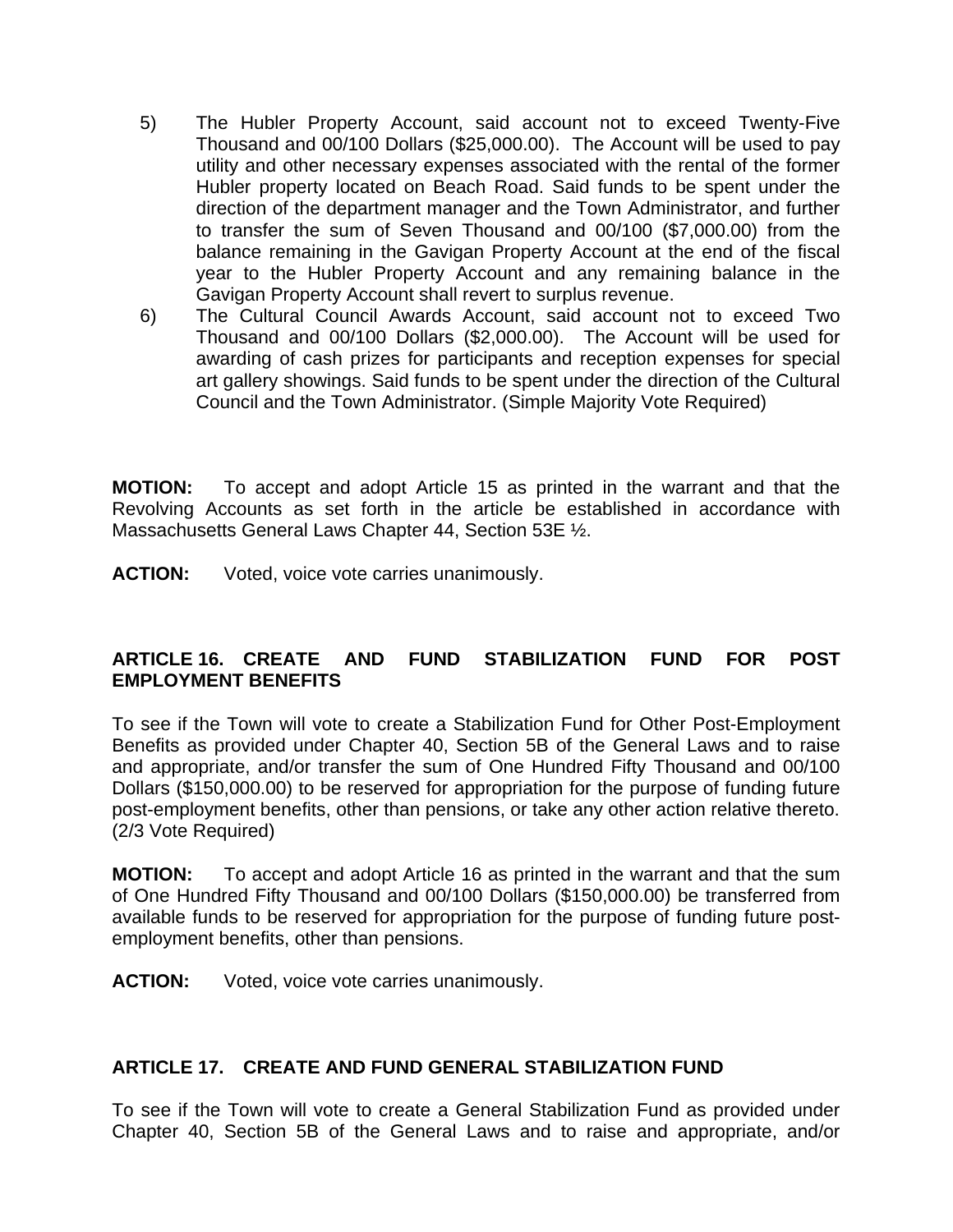5) The Hubler Property Account, said account not to exceed Twenty-Five Thousand and 00/100 Dollars ($25,000.00). The Account will be used to pay utility and other necessary expenses associated with the rental of the former Hubler property located on Beach Road. Said funds to be spent under the direction of the department manager and the Town Administrator, and further to transfer the sum of Seven Thousand and 00/100 ($7,000.00) from the balance remaining in the Gavigan Property Account at the end of the fiscal year to the Hubler Property Account and any remaining balance in the Gavigan Property Account shall revert to surplus revenue.

6) The Cultural Council Awards Account, said account not to exceed Two Thousand and 00/100 Dollars ($2,000.00). The Account will be used for awarding of cash prizes for participants and reception expenses for special art gallery showings. Said funds to be spent under the direction of the Cultural Council and the Town Administrator. (Simple Majority Vote Required)

**MOTION:** To accept and adopt Article 15 as printed in the warrant and that the Revolving Accounts as set forth in the article be established in accordance with Massachusetts General Laws Chapter 44, Section 53E ½.

**ACTION:** Voted, voice vote carries unanimously.

**ARTICLE 16. CREATE AND FUND STABILIZATION FUND FOR POST EMPLOYMENT BENEFITS**

To see if the Town will vote to create a Stabilization Fund for Other Post-Employment Benefits as provided under Chapter 40, Section 5B of the General Laws and to raise and appropriate, and/or transfer the sum of One Hundred Fifty Thousand and 00/100 Dollars ($150,000.00) to be reserved for appropriation for the purpose of funding future post-employment benefits, other than pensions, or take any other action relative thereto. (2/3 Vote Required)

**MOTION:** To accept and adopt Article 16 as printed in the warrant and that the sum of One Hundred Fifty Thousand and 00/100 Dollars ($150,000.00) be transferred from available funds to be reserved for appropriation for the purpose of funding future post-employment benefits, other than pensions.

**ACTION:** Voted, voice vote carries unanimously.

**ARTICLE 17. CREATE AND FUND GENERAL STABILIZATION FUND**

To see if the Town will vote to create a General Stabilization Fund as provided under Chapter 40, Section 5B of the General Laws and to raise and appropriate, and/or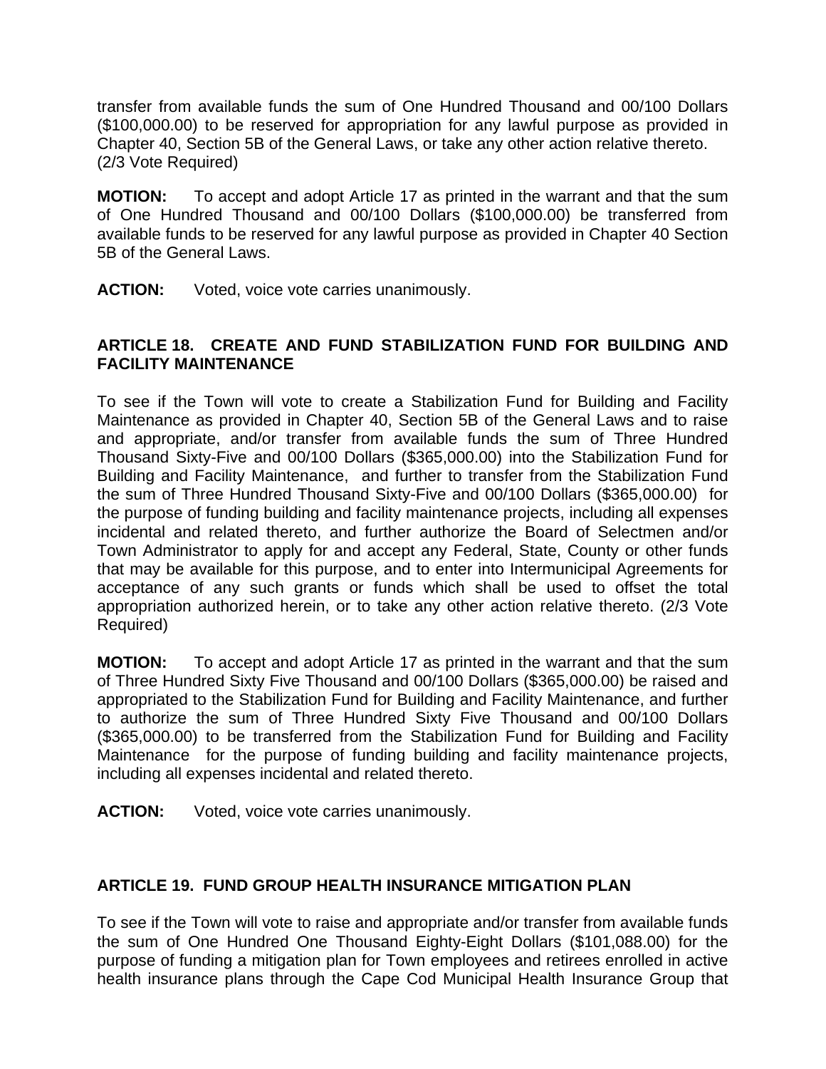transfer from available funds the sum of One Hundred Thousand and 00/100 Dollars ($100,000.00) to be reserved for appropriation for any lawful purpose as provided in Chapter 40, Section 5B of the General Laws, or take any other action relative thereto. (2/3 Vote Required)

**MOTION:** To accept and adopt Article 17 as printed in the warrant and that the sum of One Hundred Thousand and 00/100 Dollars ($100,000.00) be transferred from available funds to be reserved for any lawful purpose as provided in Chapter 40 Section 5B of the General Laws.

**ACTION:** Voted, voice vote carries unanimously.

### ARTICLE 18. CREATE AND FUND STABILIZATION FUND FOR BUILDING AND FACILITY MAINTENANCE

To see if the Town will vote to create a Stabilization Fund for Building and Facility Maintenance as provided in Chapter 40, Section 5B of the General Laws and to raise and appropriate, and/or transfer from available funds the sum of Three Hundred Thousand Sixty-Five and 00/100 Dollars ($365,000.00) into the Stabilization Fund for Building and Facility Maintenance, and further to transfer from the Stabilization Fund the sum of Three Hundred Thousand Sixty-Five and 00/100 Dollars ($365,000.00) for the purpose of funding building and facility maintenance projects, including all expenses incidental and related thereto, and further authorize the Board of Selectmen and/or Town Administrator to apply for and accept any Federal, State, County or other funds that may be available for this purpose, and to enter into Intermunicipal Agreements for acceptance of any such grants or funds which shall be used to offset the total appropriation authorized herein, or to take any other action relative thereto. (2/3 Vote Required)

**MOTION:** To accept and adopt Article 17 as printed in the warrant and that the sum of Three Hundred Sixty Five Thousand and 00/100 Dollars ($365,000.00) be raised and appropriated to the Stabilization Fund for Building and Facility Maintenance, and further to authorize the sum of Three Hundred Sixty Five Thousand and 00/100 Dollars ($365,000.00) to be transferred from the Stabilization Fund for Building and Facility Maintenance for the purpose of funding building and facility maintenance projects, including all expenses incidental and related thereto.

**ACTION:** Voted, voice vote carries unanimously.

### ARTICLE 19. FUND GROUP HEALTH INSURANCE MITIGATION PLAN

To see if the Town will vote to raise and appropriate and/or transfer from available funds the sum of One Hundred One Thousand Eighty-Eight Dollars ($101,088.00) for the purpose of funding a mitigation plan for Town employees and retirees enrolled in active health insurance plans through the Cape Cod Municipal Health Insurance Group that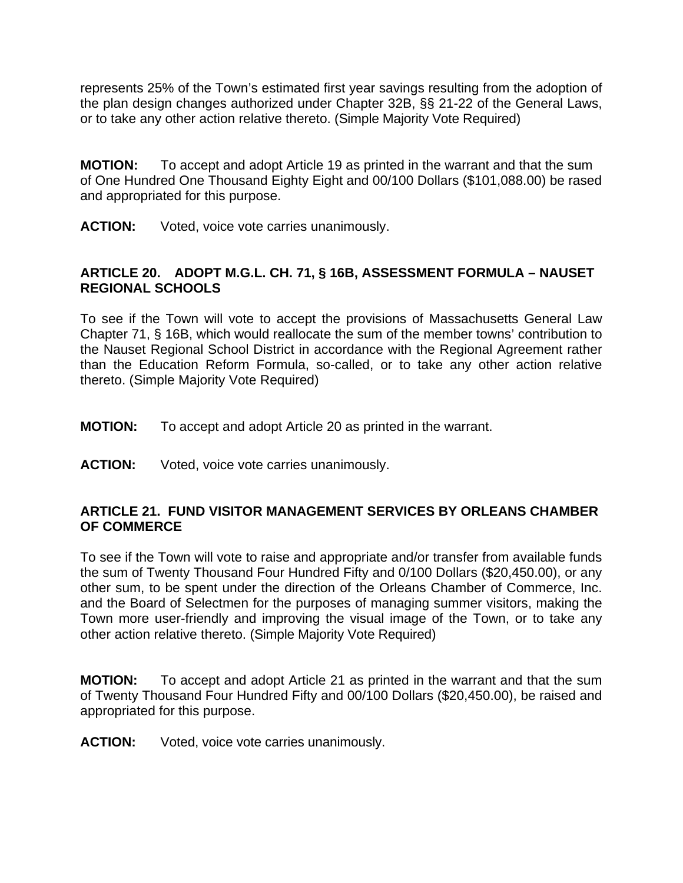represents 25% of the Town's estimated first year savings resulting from the adoption of the plan design changes authorized under Chapter 32B, §§ 21-22 of the General Laws, or to take any other action relative thereto. (Simple Majority Vote Required)

**MOTION:** To accept and adopt Article 19 as printed in the warrant and that the sum of One Hundred One Thousand Eighty Eight and 00/100 Dollars ($101,088.00) be rased and appropriated for this purpose.

**ACTION:** Voted, voice vote carries unanimously.

### ARTICLE 20. ADOPT M.G.L. CH. 71, § 16B, ASSESSMENT FORMULA – NAUSET REGIONAL SCHOOLS

To see if the Town will vote to accept the provisions of Massachusetts General Law Chapter 71, § 16B, which would reallocate the sum of the member towns' contribution to the Nauset Regional School District in accordance with the Regional Agreement rather than the Education Reform Formula, so-called, or to take any other action relative thereto. (Simple Majority Vote Required)

**MOTION:** To accept and adopt Article 20 as printed in the warrant.

**ACTION:** Voted, voice vote carries unanimously.

### ARTICLE 21. FUND VISITOR MANAGEMENT SERVICES BY ORLEANS CHAMBER OF COMMERCE

To see if the Town will vote to raise and appropriate and/or transfer from available funds the sum of Twenty Thousand Four Hundred Fifty and 0/100 Dollars ($20,450.00), or any other sum, to be spent under the direction of the Orleans Chamber of Commerce, Inc. and the Board of Selectmen for the purposes of managing summer visitors, making the Town more user-friendly and improving the visual image of the Town, or to take any other action relative thereto. (Simple Majority Vote Required)

**MOTION:** To accept and adopt Article 21 as printed in the warrant and that the sum of Twenty Thousand Four Hundred Fifty and 00/100 Dollars ($20,450.00), be raised and appropriated for this purpose.

**ACTION:** Voted, voice vote carries unanimously.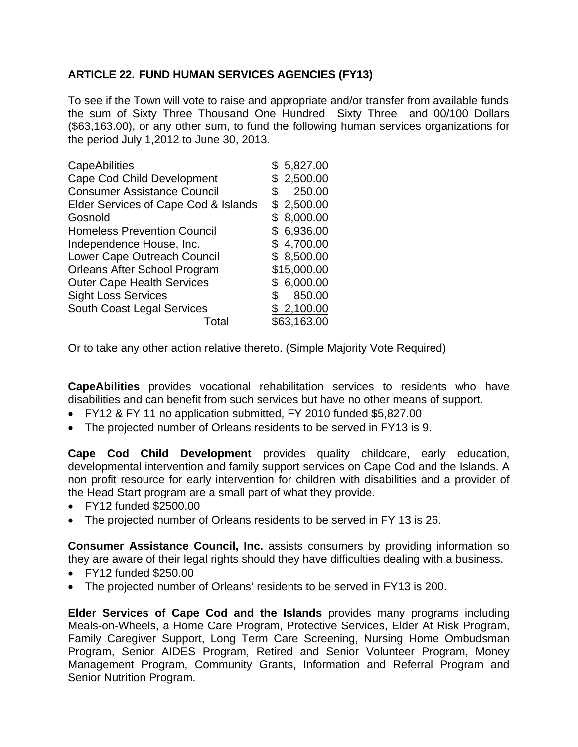**ARTICLE 22. FUND HUMAN SERVICES AGENCIES (FY13)**

To see if the Town will vote to raise and appropriate and/or transfer from available funds the sum of Sixty Three Thousand One Hundred Sixty Three and 00/100 Dollars ($63,163.00), or any other sum, to fund the following human services organizations for the period July 1,2012 to June 30, 2013.

| | |
|---|---|
| CapeAbilities | $ 5,827.00 |
| Cape Cod Child Development | $ 2,500.00 |
| Consumer Assistance Council | $ 250.00 |
| Elder Services of Cape Cod & Islands | $ 2,500.00 |
| Gosnold | $ 8,000.00 |
| Homeless Prevention Council | $ 6,936.00 |
| Independence House, Inc. | $ 4,700.00 |
| Lower Cape Outreach Council | $ 8,500.00 |
| Orleans After School Program | $15,000.00 |
| Outer Cape Health Services | $ 6,000.00 |
| Sight Loss Services | $ 850.00 |
| South Coast Legal Services | $ 2,100.00 |
| Total | $63,163.00 |

Or to take any other action relative thereto. (Simple Majority Vote Required)

**CapeAbilities** provides vocational rehabilitation services to residents who have disabilities and can benefit from such services but have no other means of support.

- FY12 & FY 11 no application submitted, FY 2010 funded $5,827.00
- The projected number of Orleans residents to be served in FY13 is 9.

**Cape Cod Child Development** provides quality childcare, early education, developmental intervention and family support services on Cape Cod and the Islands. A non profit resource for early intervention for children with disabilities and a provider of the Head Start program are a small part of what they provide.

- FY12 funded $2500.00
- The projected number of Orleans residents to be served in FY 13 is 26.

**Consumer Assistance Council, Inc.** assists consumers by providing information so they are aware of their legal rights should they have difficulties dealing with a business.

- FY12 funded $250.00
- The projected number of Orleans' residents to be served in FY13 is 200.

**Elder Services of Cape Cod and the Islands** provides many programs including Meals-on-Wheels, a Home Care Program, Protective Services, Elder At Risk Program, Family Caregiver Support, Long Term Care Screening, Nursing Home Ombudsman Program, Senior AIDES Program, Retired and Senior Volunteer Program, Money Management Program, Community Grants, Information and Referral Program and Senior Nutrition Program.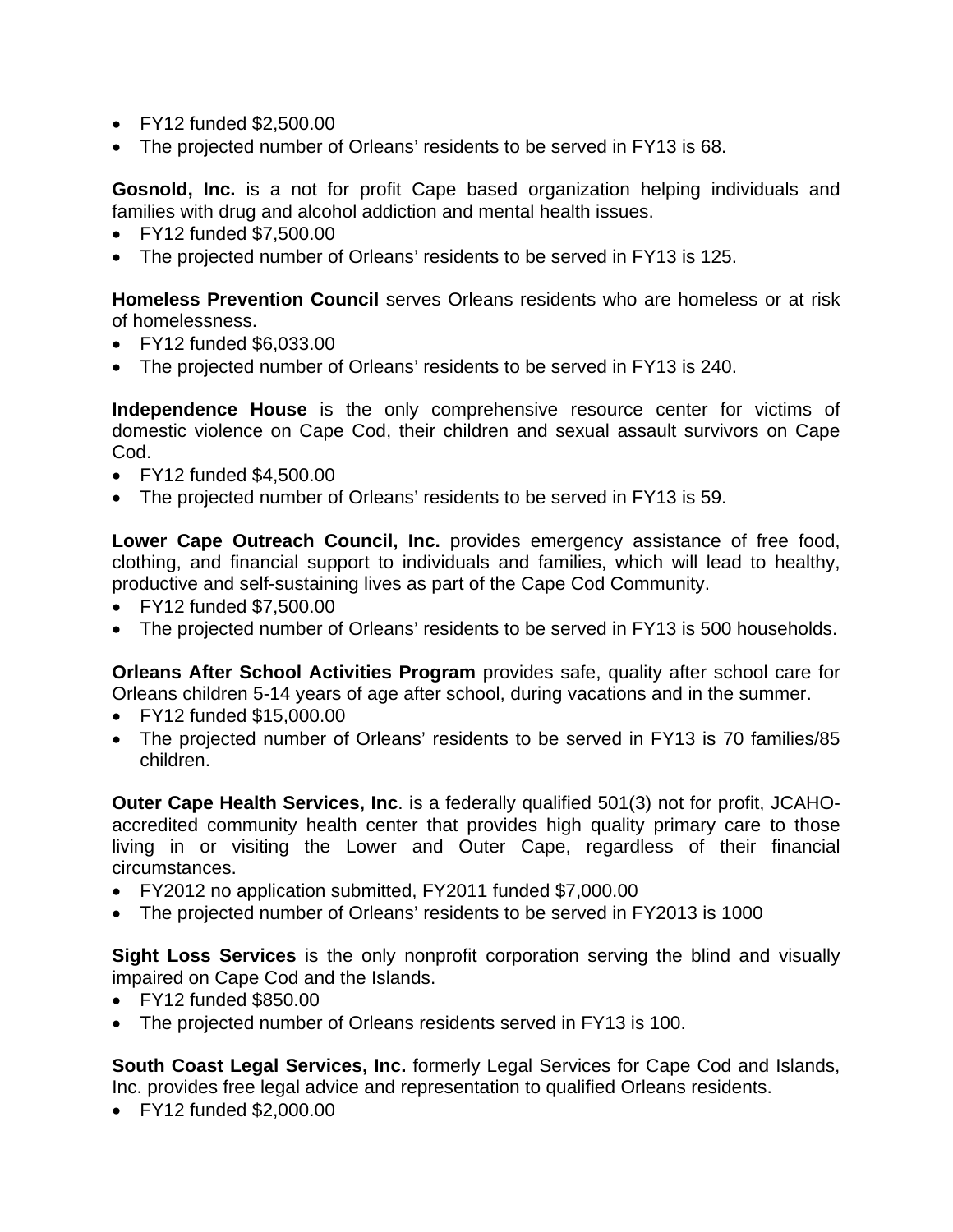- FY12 funded $2,500.00
- The projected number of Orleans' residents to be served in FY13 is 68.

**Gosnold, Inc.** is a not for profit Cape based organization helping individuals and families with drug and alcohol addiction and mental health issues.

- FY12 funded $7,500.00
- The projected number of Orleans' residents to be served in FY13 is 125.

**Homeless Prevention Council** serves Orleans residents who are homeless or at risk of homelessness.

- FY12 funded $6,033.00
- The projected number of Orleans' residents to be served in FY13 is 240.

**Independence House** is the only comprehensive resource center for victims of domestic violence on Cape Cod, their children and sexual assault survivors on Cape Cod.

- FY12 funded $4,500.00
- The projected number of Orleans' residents to be served in FY13 is 59.

**Lower Cape Outreach Council, Inc.** provides emergency assistance of free food, clothing, and financial support to individuals and families, which will lead to healthy, productive and self-sustaining lives as part of the Cape Cod Community.

- FY12 funded $7,500.00
- The projected number of Orleans' residents to be served in FY13 is 500 households.

**Orleans After School Activities Program** provides safe, quality after school care for Orleans children 5-14 years of age after school, during vacations and in the summer.

- FY12 funded $15,000.00
- The projected number of Orleans' residents to be served in FY13 is 70 families/85 children.

**Outer Cape Health Services, Inc**. is a federally qualified 501(3) not for profit, JCAHO-accredited community health center that provides high quality primary care to those living in or visiting the Lower and Outer Cape, regardless of their financial circumstances.

- FY2012 no application submitted, FY2011 funded $7,000.00
- The projected number of Orleans' residents to be served in FY2013 is 1000

**Sight Loss Services** is the only nonprofit corporation serving the blind and visually impaired on Cape Cod and the Islands.

- FY12 funded $850.00
- The projected number of Orleans residents served in FY13 is 100.

**South Coast Legal Services, Inc.** formerly Legal Services for Cape Cod and Islands, Inc. provides free legal advice and representation to qualified Orleans residents.

- FY12 funded $2,000.00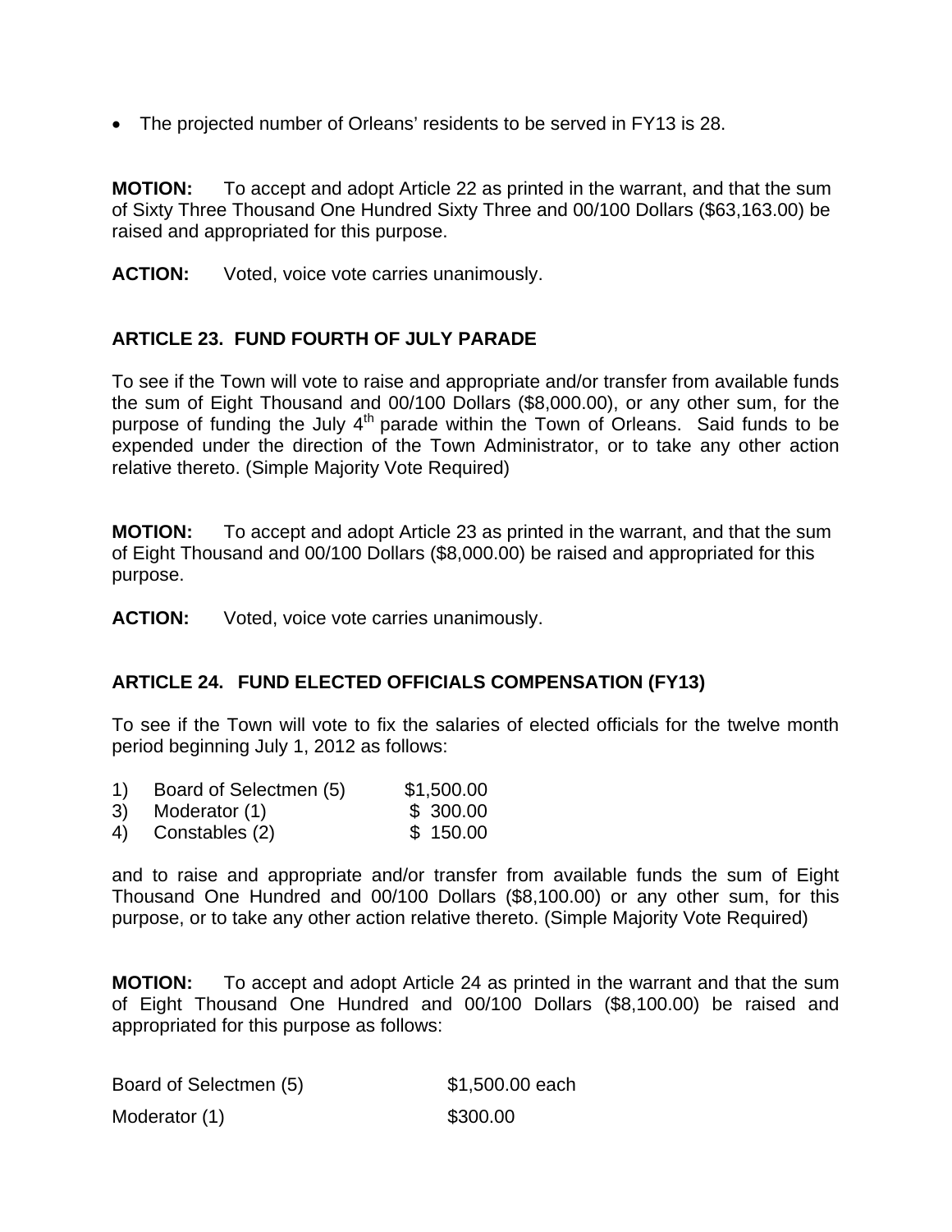- The projected number of Orleans' residents to be served in FY13 is 28.

**MOTION:** To accept and adopt Article 22 as printed in the warrant, and that the sum of Sixty Three Thousand One Hundred Sixty Three and 00/100 Dollars ($63,163.00) be raised and appropriated for this purpose.

**ACTION:** Voted, voice vote carries unanimously.

## ARTICLE 23. FUND FOURTH OF JULY PARADE

To see if the Town will vote to raise and appropriate and/or transfer from available funds the sum of Eight Thousand and 00/100 Dollars ($8,000.00), or any other sum, for the purpose of funding the July 4th parade within the Town of Orleans. Said funds to be expended under the direction of the Town Administrator, or to take any other action relative thereto. (Simple Majority Vote Required)

**MOTION:** To accept and adopt Article 23 as printed in the warrant, and that the sum of Eight Thousand and 00/100 Dollars ($8,000.00) be raised and appropriated for this purpose.

**ACTION:** Voted, voice vote carries unanimously.

## ARTICLE 24. FUND ELECTED OFFICIALS COMPENSATION (FY13)

To see if the Town will vote to fix the salaries of elected officials for the twelve month period beginning July 1, 2012 as follows:

| | | |
|---|---|---|
| 1) | Board of Selectmen (5) | $1,500.00 |
| 3) | Moderator (1) | $ 300.00 |
| 4) | Constables (2) | $ 150.00 |

and to raise and appropriate and/or transfer from available funds the sum of Eight Thousand One Hundred and 00/100 Dollars ($8,100.00) or any other sum, for this purpose, or to take any other action relative thereto. (Simple Majority Vote Required)

**MOTION:** To accept and adopt Article 24 as printed in the warrant and that the sum of Eight Thousand One Hundred and 00/100 Dollars ($8,100.00) be raised and appropriated for this purpose as follows:

| | |
|---|---|
| Board of Selectmen (5) | $1,500.00 each |
| Moderator (1) | $300.00 |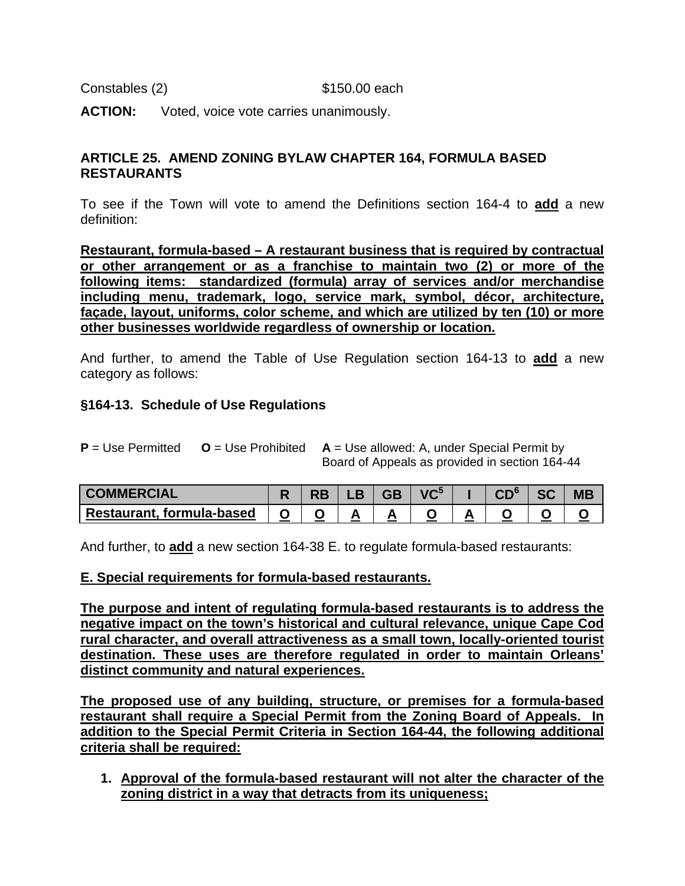Constables (2) $150.00 each

**ACTION:** Voted, voice vote carries unanimously.

### ARTICLE 25. AMEND ZONING BYLAW CHAPTER 164, FORMULA BASED RESTAURANTS

To see if the Town will vote to amend the Definitions section 164-4 to **add** a new definition:

**Restaurant, formula-based – A restaurant business that is required by contractual or other arrangement or as a franchise to maintain two (2) or more of the following items: standardized (formula) array of services and/or merchandise including menu, trademark, logo, service mark, symbol, décor, architecture, façade, layout, uniforms, color scheme, and which are utilized by ten (10) or more other businesses worldwide regardless of ownership or location.**

And further, to amend the Table of Use Regulation section 164-13 to **add** a new category as follows:

#### §164-13. Schedule of Use Regulations

**P** = Use Permitted **O** = Use Prohibited **A** = Use allowed: A, under Special Permit by Board of Appeals as provided in section 164-44

| COMMERCIAL | R | RB | LB | GB | VC[5] | I | CD[6] | SC | MB |
|---|---|---|---|---|---|---|---|---|---|
| Restaurant, formula-based | O | O | A | A | O | A | O | O | O |

And further, to **add** a new section 164-38 E. to regulate formula-based restaurants:

**E. Special requirements for formula-based restaurants.**

**The purpose and intent of regulating formula-based restaurants is to address the negative impact on the town's historical and cultural relevance, unique Cape Cod rural character, and overall attractiveness as a small town, locally-oriented tourist destination. These uses are therefore regulated in order to maintain Orleans' distinct community and natural experiences.**

**The proposed use of any building, structure, or premises for a formula-based restaurant shall require a Special Permit from the Zoning Board of Appeals. In addition to the Special Permit Criteria in Section 164-44, the following additional criteria shall be required:**

1. **Approval of the formula-based restaurant will not alter the character of the zoning district in a way that detracts from its uniqueness;**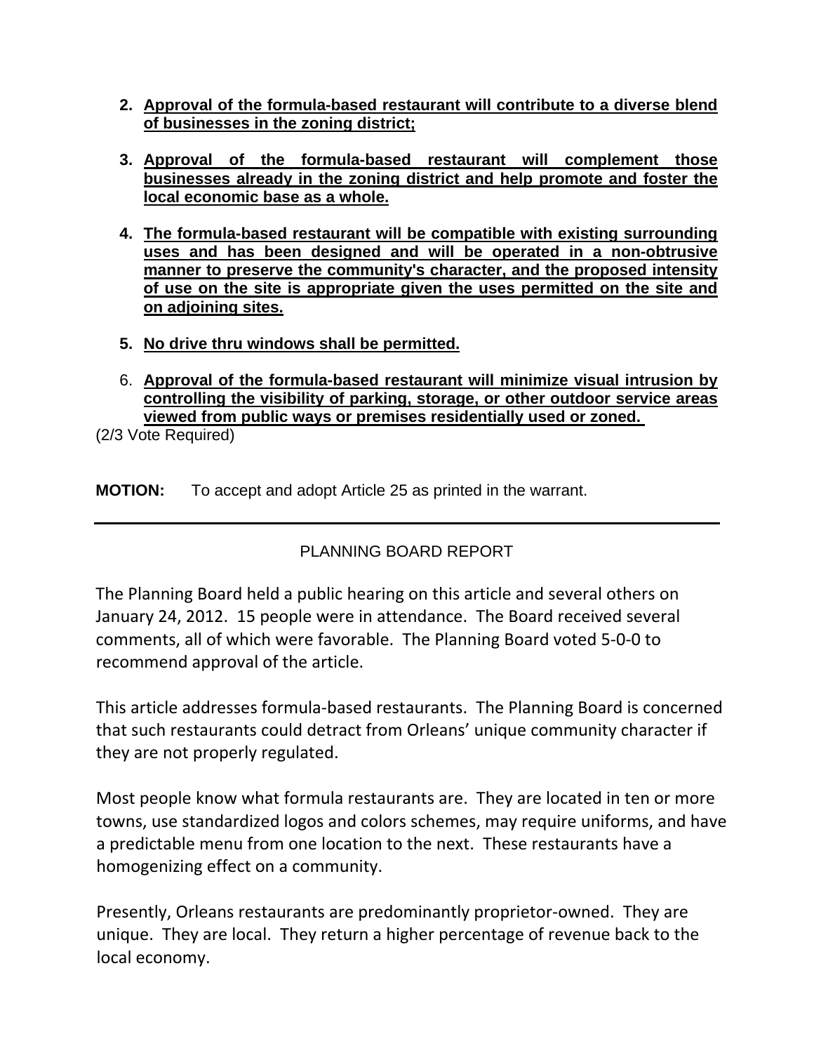2. **<u>Approval of the formula-based restaurant will contribute to a diverse blend of businesses in the zoning district;</u>**

3. **<u>Approval of the formula-based restaurant will complement those businesses already in the zoning district and help promote and foster the local economic base as a whole.</u>**

4. **<u>The formula-based restaurant will be compatible with existing surrounding uses and has been designed and will be operated in a non-obtrusive manner to preserve the community's character, and the proposed intensity of use on the site is appropriate given the uses permitted on the site and on adjoining sites.</u>**

5. **<u>No drive thru windows shall be permitted.</u>**

6. **<u>Approval of the formula-based restaurant will minimize visual intrusion by controlling the visibility of parking, storage, or other outdoor service areas viewed from public ways or premises residentially used or zoned.</u>**

(2/3 Vote Required)

**MOTION:** To accept and adopt Article 25 as printed in the warrant.

---

PLANNING BOARD REPORT

The Planning Board held a public hearing on this article and several others on January 24, 2012. 15 people were in attendance. The Board received several comments, all of which were favorable. The Planning Board voted 5-0-0 to recommend approval of the article.

This article addresses formula-based restaurants. The Planning Board is concerned that such restaurants could detract from Orleans' unique community character if they are not properly regulated.

Most people know what formula restaurants are. They are located in ten or more towns, use standardized logos and colors schemes, may require uniforms, and have a predictable menu from one location to the next. These restaurants have a homogenizing effect on a community.

Presently, Orleans restaurants are predominantly proprietor-owned. They are unique. They are local. They return a higher percentage of revenue back to the local economy.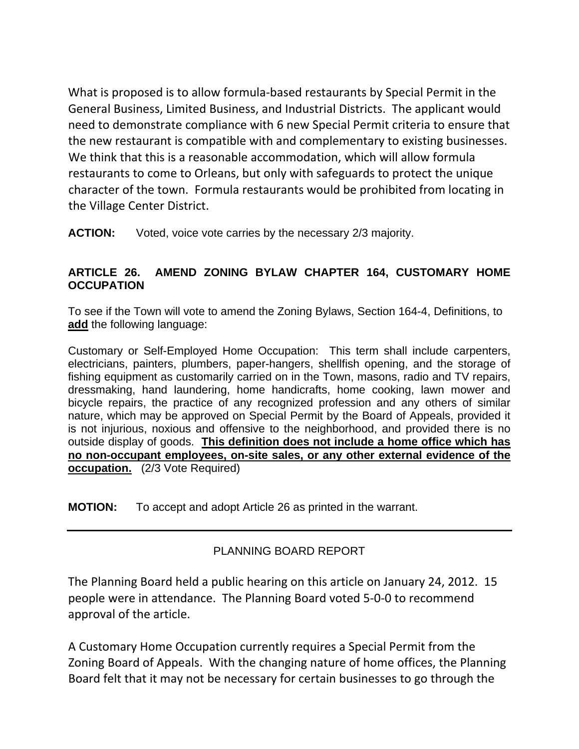What is proposed is to allow formula-based restaurants by Special Permit in the General Business, Limited Business, and Industrial Districts. The applicant would need to demonstrate compliance with 6 new Special Permit criteria to ensure that the new restaurant is compatible with and complementary to existing businesses. We think that this is a reasonable accommodation, which will allow formula restaurants to come to Orleans, but only with safeguards to protect the unique character of the town. Formula restaurants would be prohibited from locating in the Village Center District.

**ACTION:** Voted, voice vote carries by the necessary 2/3 majority.

### ARTICLE 26. AMEND ZONING BYLAW CHAPTER 164, CUSTOMARY HOME OCCUPATION

To see if the Town will vote to amend the Zoning Bylaws, Section 164-4, Definitions, to **add** the following language:

Customary or Self-Employed Home Occupation: This term shall include carpenters, electricians, painters, plumbers, paper-hangers, shellfish opening, and the storage of fishing equipment as customarily carried on in the Town, masons, radio and TV repairs, dressmaking, hand laundering, home handicrafts, home cooking, lawn mower and bicycle repairs, the practice of any recognized profession and any others of similar nature, which may be approved on Special Permit by the Board of Appeals, provided it is not injurious, noxious and offensive to the neighborhood, and provided there is no outside display of goods. **This definition does not include a home office which has no non-occupant employees, on-site sales, or any other external evidence of the occupation.** (2/3 Vote Required)

**MOTION:** To accept and adopt Article 26 as printed in the warrant.

---

PLANNING BOARD REPORT

The Planning Board held a public hearing on this article on January 24, 2012. 15 people were in attendance. The Planning Board voted 5-0-0 to recommend approval of the article.

A Customary Home Occupation currently requires a Special Permit from the Zoning Board of Appeals. With the changing nature of home offices, the Planning Board felt that it may not be necessary for certain businesses to go through the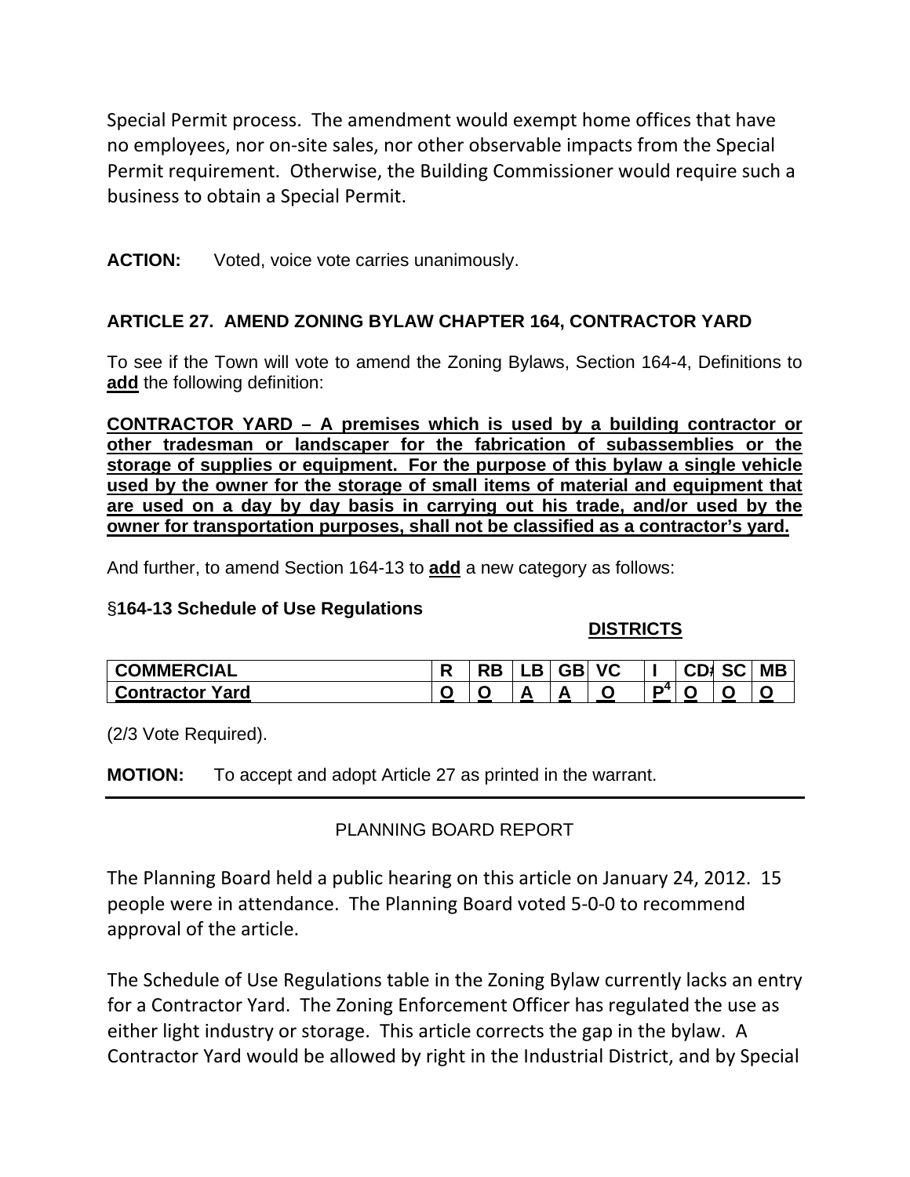Special Permit process. The amendment would exempt home offices that have no employees, nor on-site sales, nor other observable impacts from the Special Permit requirement. Otherwise, the Building Commissioner would require such a business to obtain a Special Permit.

**ACTION:** Voted, voice vote carries unanimously.

### ARTICLE 27. AMEND ZONING BYLAW CHAPTER 164, CONTRACTOR YARD

To see if the Town will vote to amend the Zoning Bylaws, Section 164-4, Definitions to **add** the following definition:

**CONTRACTOR YARD – A premises which is used by a building contractor or other tradesman or landscaper for the fabrication of subassemblies or the storage of supplies or equipment. For the purpose of this bylaw a single vehicle used by the owner for the storage of small items of material and equipment that are used on a day by day basis in carrying out his trade, and/or used by the owner for transportation purposes, shall not be classified as a contractor's yard.**

And further, to amend Section 164-13 to **add** a new category as follows:

§**164-13 Schedule of Use Regulations**

**DISTRICTS**

| COMMERCIAL | R | RB | LB | GB | VC | I | CD | SC | MB |
|---|---|---|---|---|---|---|---|---|---|
| Contractor Yard | O | O | A | A | O | P[4] | O | O | O |

(2/3 Vote Required).

**MOTION:** To accept and adopt Article 27 as printed in the warrant.

PLANNING BOARD REPORT

The Planning Board held a public hearing on this article on January 24, 2012. 15 people were in attendance. The Planning Board voted 5-0-0 to recommend approval of the article.

The Schedule of Use Regulations table in the Zoning Bylaw currently lacks an entry for a Contractor Yard. The Zoning Enforcement Officer has regulated the use as either light industry or storage. This article corrects the gap in the bylaw. A Contractor Yard would be allowed by right in the Industrial District, and by Special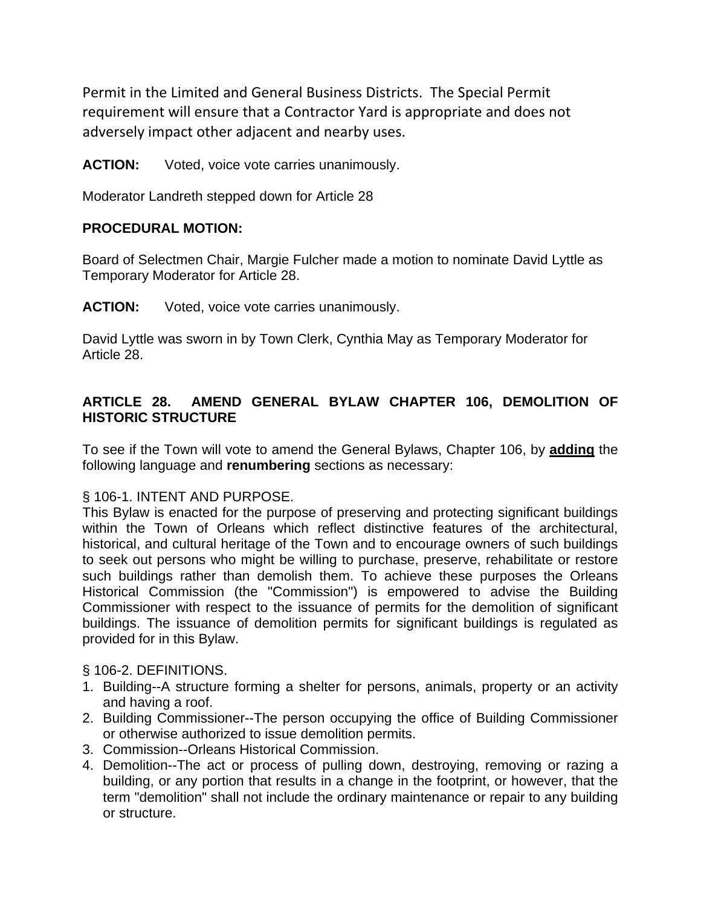Permit in the Limited and General Business Districts. The Special Permit requirement will ensure that a Contractor Yard is appropriate and does not adversely impact other adjacent and nearby uses.

**ACTION:** Voted, voice vote carries unanimously.

Moderator Landreth stepped down for Article 28

**PROCEDURAL MOTION:**

Board of Selectmen Chair, Margie Fulcher made a motion to nominate David Lyttle as Temporary Moderator for Article 28.

**ACTION:** Voted, voice vote carries unanimously.

David Lyttle was sworn in by Town Clerk, Cynthia May as Temporary Moderator for Article 28.

## ARTICLE 28. AMEND GENERAL BYLAW CHAPTER 106, DEMOLITION OF HISTORIC STRUCTURE

To see if the Town will vote to amend the General Bylaws, Chapter 106, by **adding** the following language and **renumbering** sections as necessary:

§ 106-1. INTENT AND PURPOSE.
This Bylaw is enacted for the purpose of preserving and protecting significant buildings within the Town of Orleans which reflect distinctive features of the architectural, historical, and cultural heritage of the Town and to encourage owners of such buildings to seek out persons who might be willing to purchase, preserve, rehabilitate or restore such buildings rather than demolish them. To achieve these purposes the Orleans Historical Commission (the "Commission") is empowered to advise the Building Commissioner with respect to the issuance of permits for the demolition of significant buildings. The issuance of demolition permits for significant buildings is regulated as provided for in this Bylaw.

§ 106-2. DEFINITIONS.

1. Building--A structure forming a shelter for persons, animals, property or an activity and having a roof.
2. Building Commissioner--The person occupying the office of Building Commissioner or otherwise authorized to issue demolition permits.
3. Commission--Orleans Historical Commission.
4. Demolition--The act or process of pulling down, destroying, removing or razing a building, or any portion that results in a change in the footprint, or however, that the term "demolition" shall not include the ordinary maintenance or repair to any building or structure.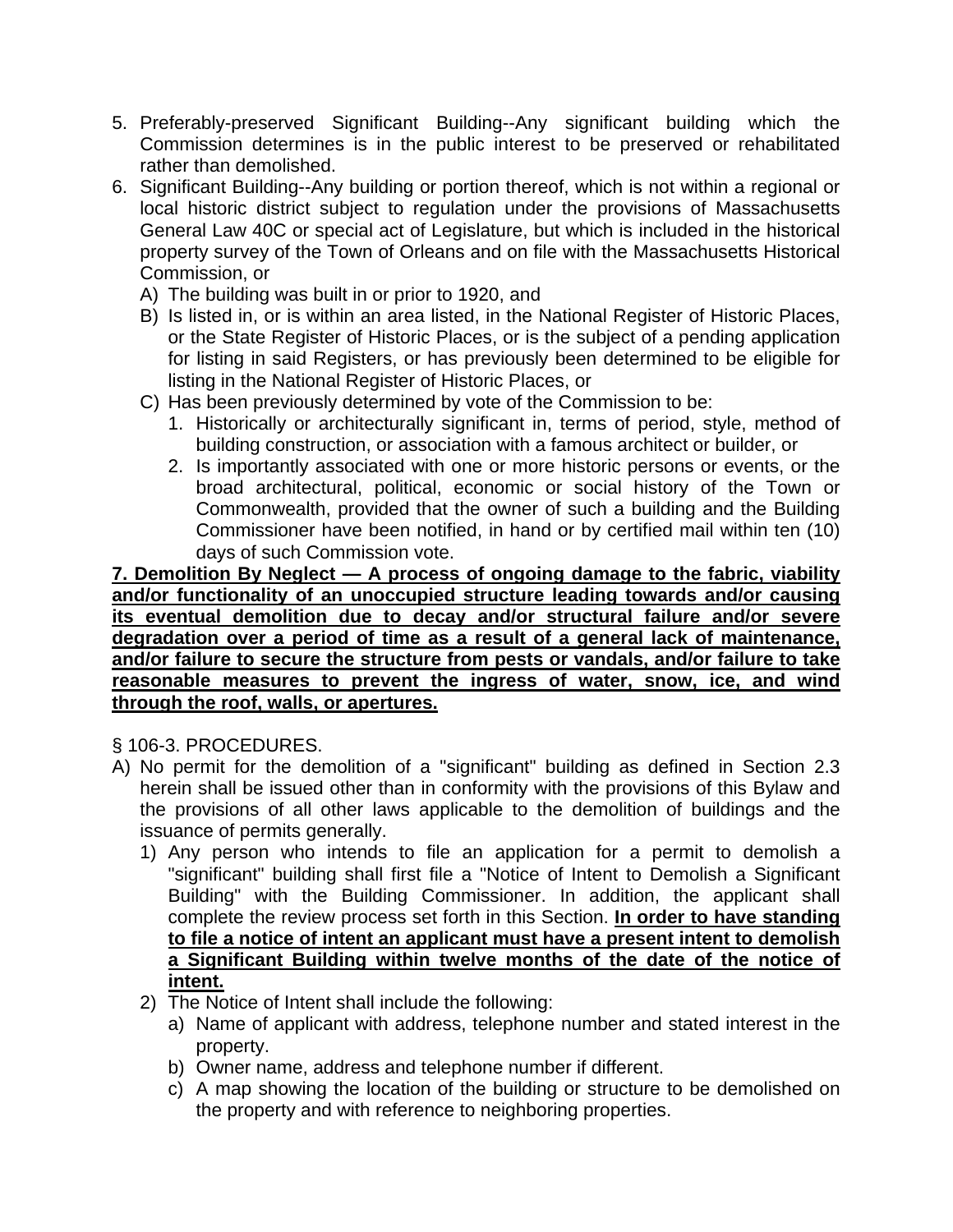5. Preferably-preserved Significant Building--Any significant building which the Commission determines is in the public interest to be preserved or rehabilitated rather than demolished.
6. Significant Building--Any building or portion thereof, which is not within a regional or local historic district subject to regulation under the provisions of Massachusetts General Law 40C or special act of Legislature, but which is included in the historical property survey of the Town of Orleans and on file with the Massachusetts Historical Commission, or
   A) The building was built in or prior to 1920, and
   B) Is listed in, or is within an area listed, in the National Register of Historic Places, or the State Register of Historic Places, or is the subject of a pending application for listing in said Registers, or has previously been determined to be eligible for listing in the National Register of Historic Places, or
   C) Has been previously determined by vote of the Commission to be:
      1. Historically or architecturally significant in, terms of period, style, method of building construction, or association with a famous architect or builder, or
      2. Is importantly associated with one or more historic persons or events, or the broad architectural, political, economic or social history of the Town or Commonwealth, provided that the owner of such a building and the Building Commissioner have been notified, in hand or by certified mail within ten (10) days of such Commission vote.

<u>**7. Demolition By Neglect — A process of ongoing damage to the fabric, viability and/or functionality of an unoccupied structure leading towards and/or causing its eventual demolition due to decay and/or structural failure and/or severe degradation over a period of time as a result of a general lack of maintenance, and/or failure to secure the structure from pests or vandals, and/or failure to take reasonable measures to prevent the ingress of water, snow, ice, and wind through the roof, walls, or apertures.**</u>

§ 106-3. PROCEDURES.

A) No permit for the demolition of a "significant" building as defined in Section 2.3 herein shall be issued other than in conformity with the provisions of this Bylaw and the provisions of all other laws applicable to the demolition of buildings and the issuance of permits generally.
   1) Any person who intends to file an application for a permit to demolish a "significant" building shall first file a "Notice of Intent to Demolish a Significant Building" with the Building Commissioner. In addition, the applicant shall complete the review process set forth in this Section. <u>**In order to have standing to file a notice of intent an applicant must have a present intent to demolish a Significant Building within twelve months of the date of the notice of intent.**</u>
   2) The Notice of Intent shall include the following:
      a) Name of applicant with address, telephone number and stated interest in the property.
      b) Owner name, address and telephone number if different.
      c) A map showing the location of the building or structure to be demolished on the property and with reference to neighboring properties.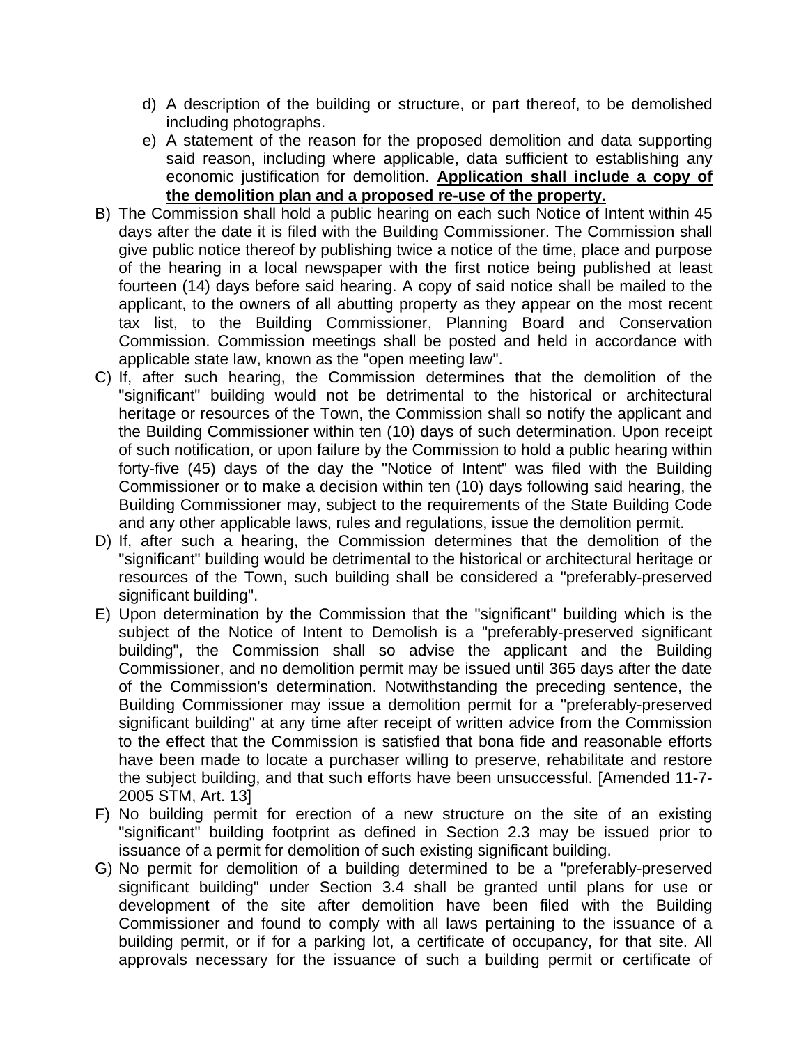d) A description of the building or structure, or part thereof, to be demolished including photographs.
   e) A statement of the reason for the proposed demolition and data supporting said reason, including where applicable, data sufficient to establishing any economic justification for demolition. **<u>Application shall include a copy of the demolition plan and a proposed re-use of the property.</u>**

B) The Commission shall hold a public hearing on each such Notice of Intent within 45 days after the date it is filed with the Building Commissioner. The Commission shall give public notice thereof by publishing twice a notice of the time, place and purpose of the hearing in a local newspaper with the first notice being published at least fourteen (14) days before said hearing. A copy of said notice shall be mailed to the applicant, to the owners of all abutting property as they appear on the most recent tax list, to the Building Commissioner, Planning Board and Conservation Commission. Commission meetings shall be posted and held in accordance with applicable state law, known as the "open meeting law".

C) If, after such hearing, the Commission determines that the demolition of the "significant" building would not be detrimental to the historical or architectural heritage or resources of the Town, the Commission shall so notify the applicant and the Building Commissioner within ten (10) days of such determination. Upon receipt of such notification, or upon failure by the Commission to hold a public hearing within forty-five (45) days of the day the "Notice of Intent" was filed with the Building Commissioner or to make a decision within ten (10) days following said hearing, the Building Commissioner may, subject to the requirements of the State Building Code and any other applicable laws, rules and regulations, issue the demolition permit.

D) If, after such a hearing, the Commission determines that the demolition of the "significant" building would be detrimental to the historical or architectural heritage or resources of the Town, such building shall be considered a "preferably-preserved significant building".

E) Upon determination by the Commission that the "significant" building which is the subject of the Notice of Intent to Demolish is a "preferably-preserved significant building", the Commission shall so advise the applicant and the Building Commissioner, and no demolition permit may be issued until 365 days after the date of the Commission's determination. Notwithstanding the preceding sentence, the Building Commissioner may issue a demolition permit for a "preferably-preserved significant building" at any time after receipt of written advice from the Commission to the effect that the Commission is satisfied that bona fide and reasonable efforts have been made to locate a purchaser willing to preserve, rehabilitate and restore the subject building, and that such efforts have been unsuccessful. [Amended 11-7-2005 STM, Art. 13]

F) No building permit for erection of a new structure on the site of an existing "significant" building footprint as defined in Section 2.3 may be issued prior to issuance of a permit for demolition of such existing significant building.

G) No permit for demolition of a building determined to be a "preferably-preserved significant building" under Section 3.4 shall be granted until plans for use or development of the site after demolition have been filed with the Building Commissioner and found to comply with all laws pertaining to the issuance of a building permit, or if for a parking lot, a certificate of occupancy, for that site. All approvals necessary for the issuance of such a building permit or certificate of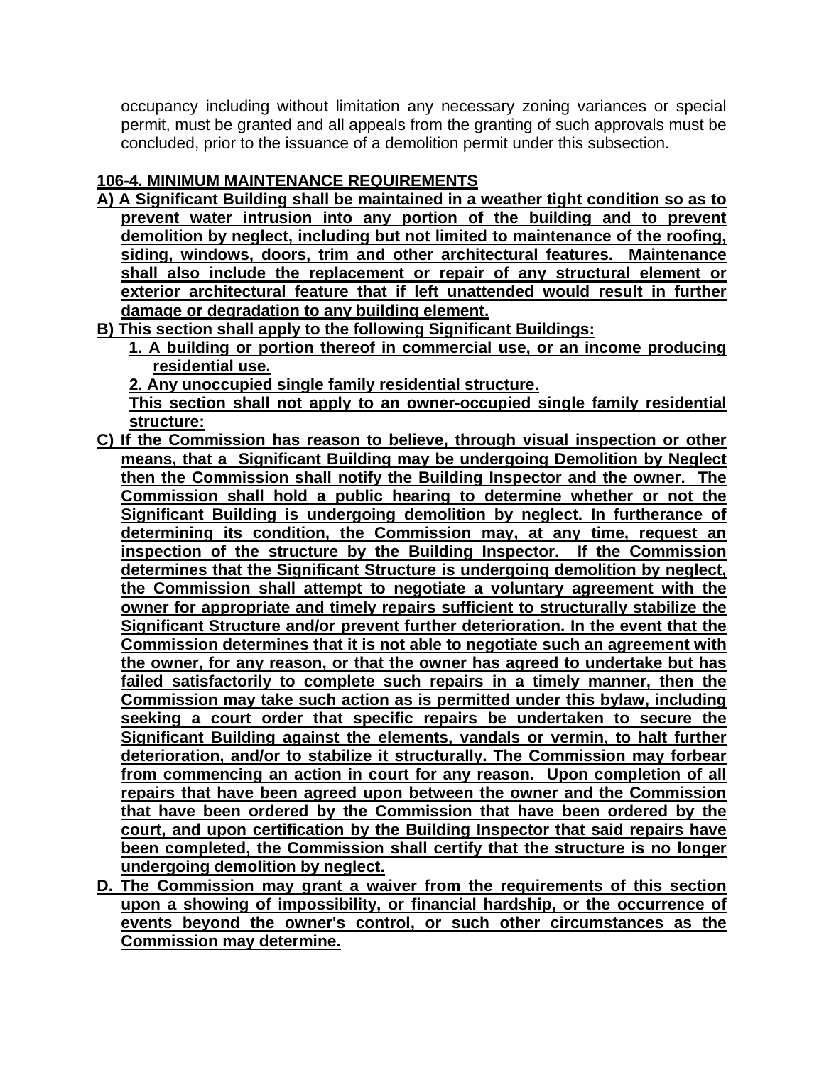occupancy including without limitation any necessary zoning variances or special permit, must be granted and all appeals from the granting of such approvals must be concluded, prior to the issuance of a demolition permit under this subsection.

**106-4. MINIMUM MAINTENANCE REQUIREMENTS**

**A) A Significant Building shall be maintained in a weather tight condition so as to prevent water intrusion into any portion of the building and to prevent demolition by neglect, including but not limited to maintenance of the roofing, siding, windows, doors, trim and other architectural features. Maintenance shall also include the replacement or repair of any structural element or exterior architectural feature that if left unattended would result in further damage or degradation to any building element.**

**B) This section shall apply to the following Significant Buildings:**

1. **A building or portion thereof in commercial use, or an income producing residential use.**
2. **Any unoccupied single family residential structure.**

**This section shall not apply to an owner-occupied single family residential structure:**

**C) If the Commission has reason to believe, through visual inspection or other means, that a Significant Building may be undergoing Demolition by Neglect then the Commission shall notify the Building Inspector and the owner. The Commission shall hold a public hearing to determine whether or not the Significant Building is undergoing demolition by neglect. In furtherance of determining its condition, the Commission may, at any time, request an inspection of the structure by the Building Inspector. If the Commission determines that the Significant Structure is undergoing demolition by neglect, the Commission shall attempt to negotiate a voluntary agreement with the owner for appropriate and timely repairs sufficient to structurally stabilize the Significant Structure and/or prevent further deterioration. In the event that the Commission determines that it is not able to negotiate such an agreement with the owner, for any reason, or that the owner has agreed to undertake but has failed satisfactorily to complete such repairs in a timely manner, then the Commission may take such action as is permitted under this bylaw, including seeking a court order that specific repairs be undertaken to secure the Significant Building against the elements, vandals or vermin, to halt further deterioration, and/or to stabilize it structurally. The Commission may forbear from commencing an action in court for any reason. Upon completion of all repairs that have been agreed upon between the owner and the Commission that have been ordered by the Commission that have been ordered by the court, and upon certification by the Building Inspector that said repairs have been completed, the Commission shall certify that the structure is no longer undergoing demolition by neglect.**

**D. The Commission may grant a waiver from the requirements of this section upon a showing of impossibility, or financial hardship, or the occurrence of events beyond the owner's control, or such other circumstances as the Commission may determine.**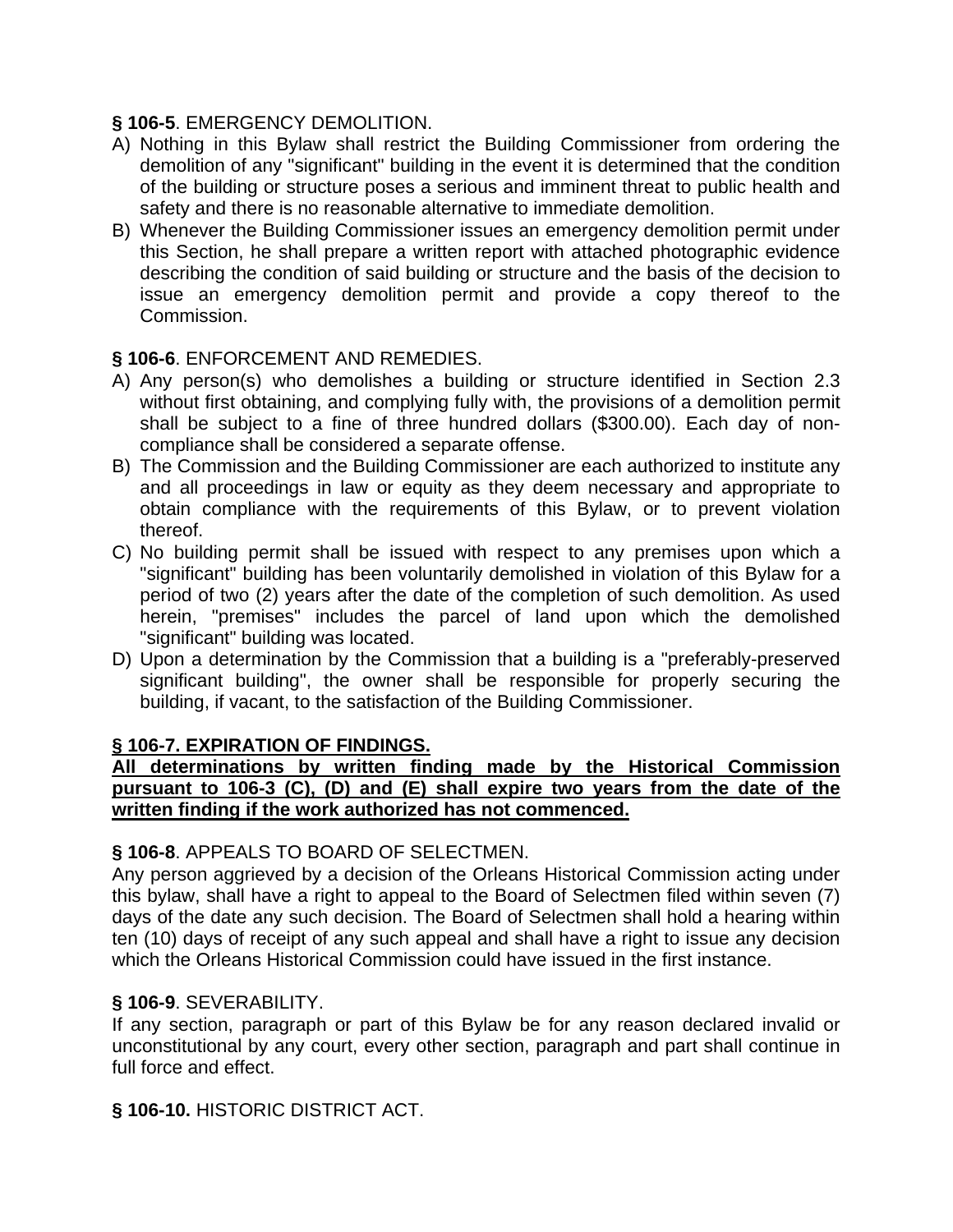**§ 106-5**. EMERGENCY DEMOLITION.

A) Nothing in this Bylaw shall restrict the Building Commissioner from ordering the demolition of any "significant" building in the event it is determined that the condition of the building or structure poses a serious and imminent threat to public health and safety and there is no reasonable alternative to immediate demolition.
B) Whenever the Building Commissioner issues an emergency demolition permit under this Section, he shall prepare a written report with attached photographic evidence describing the condition of said building or structure and the basis of the decision to issue an emergency demolition permit and provide a copy thereof to the Commission.

**§ 106-6**. ENFORCEMENT AND REMEDIES.

A) Any person(s) who demolishes a building or structure identified in Section 2.3 without first obtaining, and complying fully with, the provisions of a demolition permit shall be subject to a fine of three hundred dollars ($300.00). Each day of non-compliance shall be considered a separate offense.
B) The Commission and the Building Commissioner are each authorized to institute any and all proceedings in law or equity as they deem necessary and appropriate to obtain compliance with the requirements of this Bylaw, or to prevent violation thereof.
C) No building permit shall be issued with respect to any premises upon which a "significant" building has been voluntarily demolished in violation of this Bylaw for a period of two (2) years after the date of the completion of such demolition. As used herein, "premises" includes the parcel of land upon which the demolished "significant" building was located.
D) Upon a determination by the Commission that a building is a "preferably-preserved significant building", the owner shall be responsible for properly securing the building, if vacant, to the satisfaction of the Building Commissioner.

**<u>§ 106-7. EXPIRATION OF FINDINGS.</u>**

**<u>All determinations by written finding made by the Historical Commission pursuant to 106-3 (C), (D) and (E) shall expire two years from the date of the written finding if the work authorized has not commenced.</u>**

**§ 106-8**. APPEALS TO BOARD OF SELECTMEN.

Any person aggrieved by a decision of the Orleans Historical Commission acting under this bylaw, shall have a right to appeal to the Board of Selectmen filed within seven (7) days of the date any such decision. The Board of Selectmen shall hold a hearing within ten (10) days of receipt of any such appeal and shall have a right to issue any decision which the Orleans Historical Commission could have issued in the first instance.

**§ 106-9**. SEVERABILITY.

If any section, paragraph or part of this Bylaw be for any reason declared invalid or unconstitutional by any court, every other section, paragraph and part shall continue in full force and effect.

**§ 106-10.** HISTORIC DISTRICT ACT.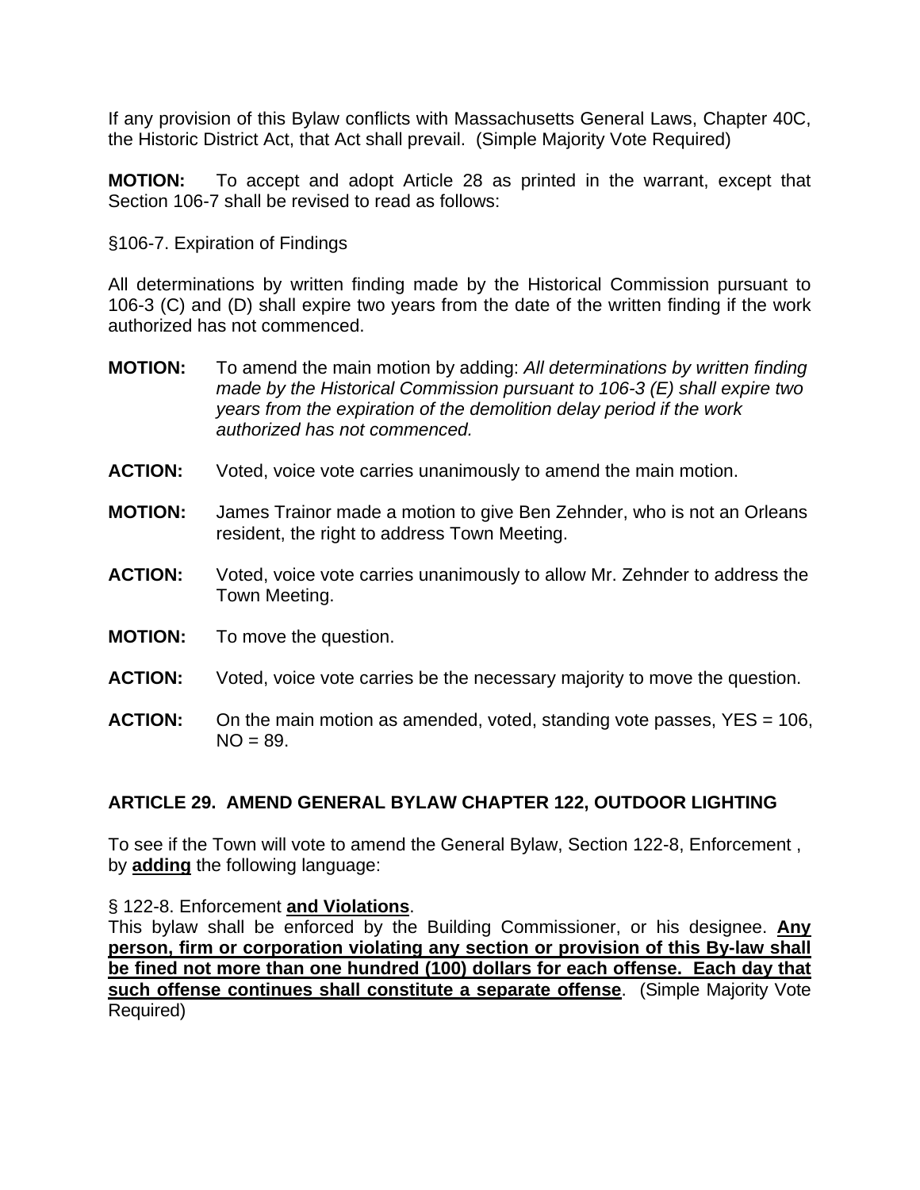If any provision of this Bylaw conflicts with Massachusetts General Laws, Chapter 40C, the Historic District Act, that Act shall prevail. (Simple Majority Vote Required)

**MOTION:** To accept and adopt Article 28 as printed in the warrant, except that Section 106-7 shall be revised to read as follows:

§106-7. Expiration of Findings

All determinations by written finding made by the Historical Commission pursuant to 106-3 (C) and (D) shall expire two years from the date of the written finding if the work authorized has not commenced.

**MOTION:** To amend the main motion by adding: *All determinations by written finding made by the Historical Commission pursuant to 106-3 (E) shall expire two years from the expiration of the demolition delay period if the work authorized has not commenced.*

**ACTION:** Voted, voice vote carries unanimously to amend the main motion.

**MOTION:** James Trainor made a motion to give Ben Zehnder, who is not an Orleans resident, the right to address Town Meeting.

**ACTION:** Voted, voice vote carries unanimously to allow Mr. Zehnder to address the Town Meeting.

**MOTION:** To move the question.

**ACTION:** Voted, voice vote carries be the necessary majority to move the question.

**ACTION:** On the main motion as amended, voted, standing vote passes, YES = 106, NO = 89.

## ARTICLE 29. AMEND GENERAL BYLAW CHAPTER 122, OUTDOOR LIGHTING

To see if the Town will vote to amend the General Bylaw, Section 122-8, Enforcement , by **adding** the following language:

§ 122-8. Enforcement **and Violations**.
This bylaw shall be enforced by the Building Commissioner, or his designee. **Any person, firm or corporation violating any section or provision of this By-law shall be fined not more than one hundred (100) dollars for each offense. Each day that such offense continues shall constitute a separate offense**. (Simple Majority Vote Required)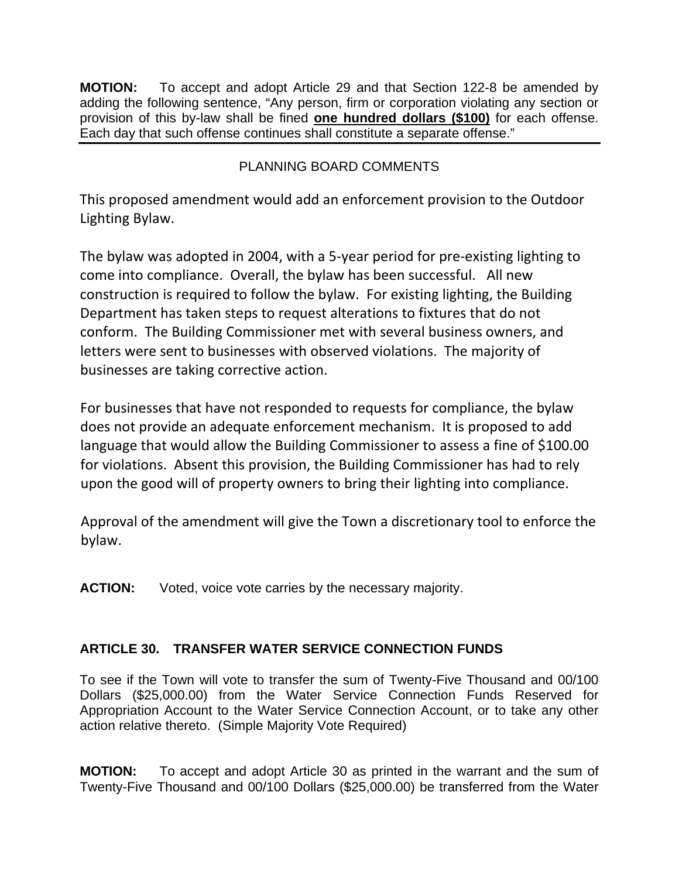**MOTION:** To accept and adopt Article 29 and that Section 122-8 be amended by adding the following sentence, "Any person, firm or corporation violating any section or provision of this by-law shall be fined **one hundred dollars ($100)** for each offense. Each day that such offense continues shall constitute a separate offense."

---

PLANNING BOARD COMMENTS

This proposed amendment would add an enforcement provision to the Outdoor Lighting Bylaw.

The bylaw was adopted in 2004, with a 5-year period for pre-existing lighting to come into compliance. Overall, the bylaw has been successful. All new construction is required to follow the bylaw. For existing lighting, the Building Department has taken steps to request alterations to fixtures that do not conform. The Building Commissioner met with several business owners, and letters were sent to businesses with observed violations. The majority of businesses are taking corrective action.

For businesses that have not responded to requests for compliance, the bylaw does not provide an adequate enforcement mechanism. It is proposed to add language that would allow the Building Commissioner to assess a fine of $100.00 for violations. Absent this provision, the Building Commissioner has had to rely upon the good will of property owners to bring their lighting into compliance.

Approval of the amendment will give the Town a discretionary tool to enforce the bylaw.

**ACTION:** Voted, voice vote carries by the necessary majority.

## ARTICLE 30. TRANSFER WATER SERVICE CONNECTION FUNDS

To see if the Town will vote to transfer the sum of Twenty-Five Thousand and 00/100 Dollars ($25,000.00) from the Water Service Connection Funds Reserved for Appropriation Account to the Water Service Connection Account, or to take any other action relative thereto. (Simple Majority Vote Required)

**MOTION:** To accept and adopt Article 30 as printed in the warrant and the sum of Twenty-Five Thousand and 00/100 Dollars ($25,000.00) be transferred from the Water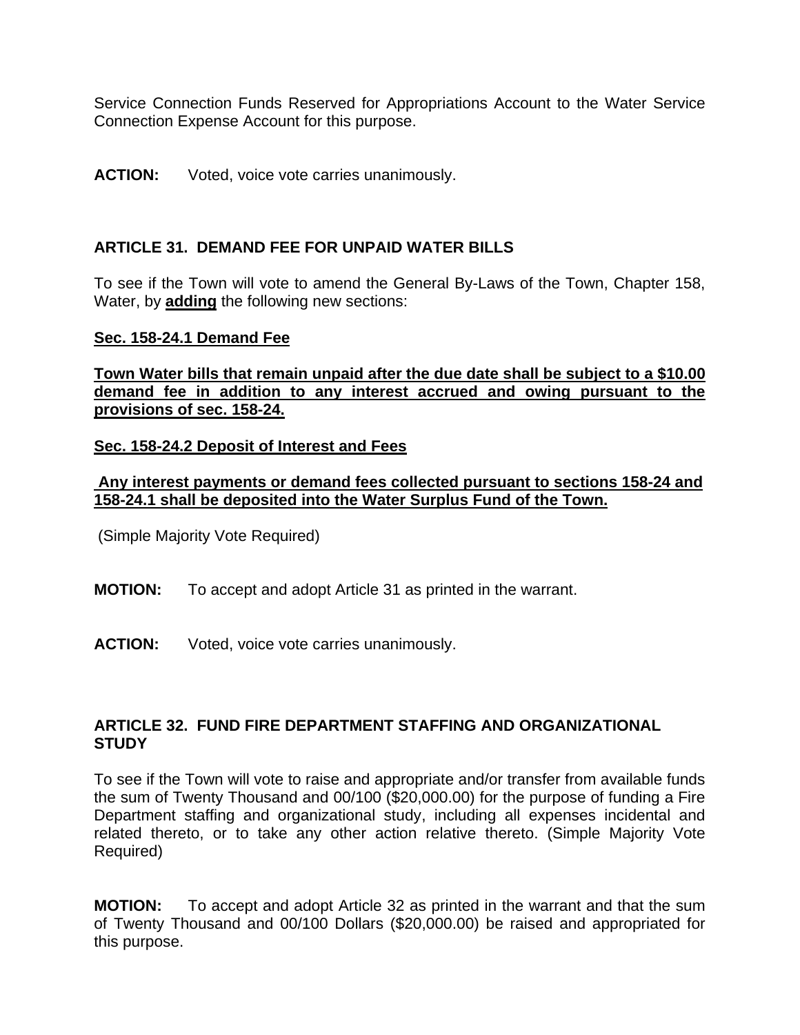Service Connection Funds Reserved for Appropriations Account to the Water Service Connection Expense Account for this purpose.

**ACTION:** Voted, voice vote carries unanimously.

### ARTICLE 31. DEMAND FEE FOR UNPAID WATER BILLS

To see if the Town will vote to amend the General By-Laws of the Town, Chapter 158, Water, by <u>**adding**</u> the following new sections:

<u>**Sec. 158-24.1 Demand Fee**</u>

<u>**Town Water bills that remain unpaid after the due date shall be subject to a $10.00 demand fee in addition to any interest accrued and owing pursuant to the provisions of sec. 158-24.**</u>

<u>**Sec. 158-24.2 Deposit of Interest and Fees**</u>

<u>**Any interest payments or demand fees collected pursuant to sections 158-24 and 158-24.1 shall be deposited into the Water Surplus Fund of the Town.**</u>

(Simple Majority Vote Required)

**MOTION:** To accept and adopt Article 31 as printed in the warrant.

**ACTION:** Voted, voice vote carries unanimously.

### ARTICLE 32. FUND FIRE DEPARTMENT STAFFING AND ORGANIZATIONAL STUDY

To see if the Town will vote to raise and appropriate and/or transfer from available funds the sum of Twenty Thousand and 00/100 ($20,000.00) for the purpose of funding a Fire Department staffing and organizational study, including all expenses incidental and related thereto, or to take any other action relative thereto. (Simple Majority Vote Required)

**MOTION:** To accept and adopt Article 32 as printed in the warrant and that the sum of Twenty Thousand and 00/100 Dollars ($20,000.00) be raised and appropriated for this purpose.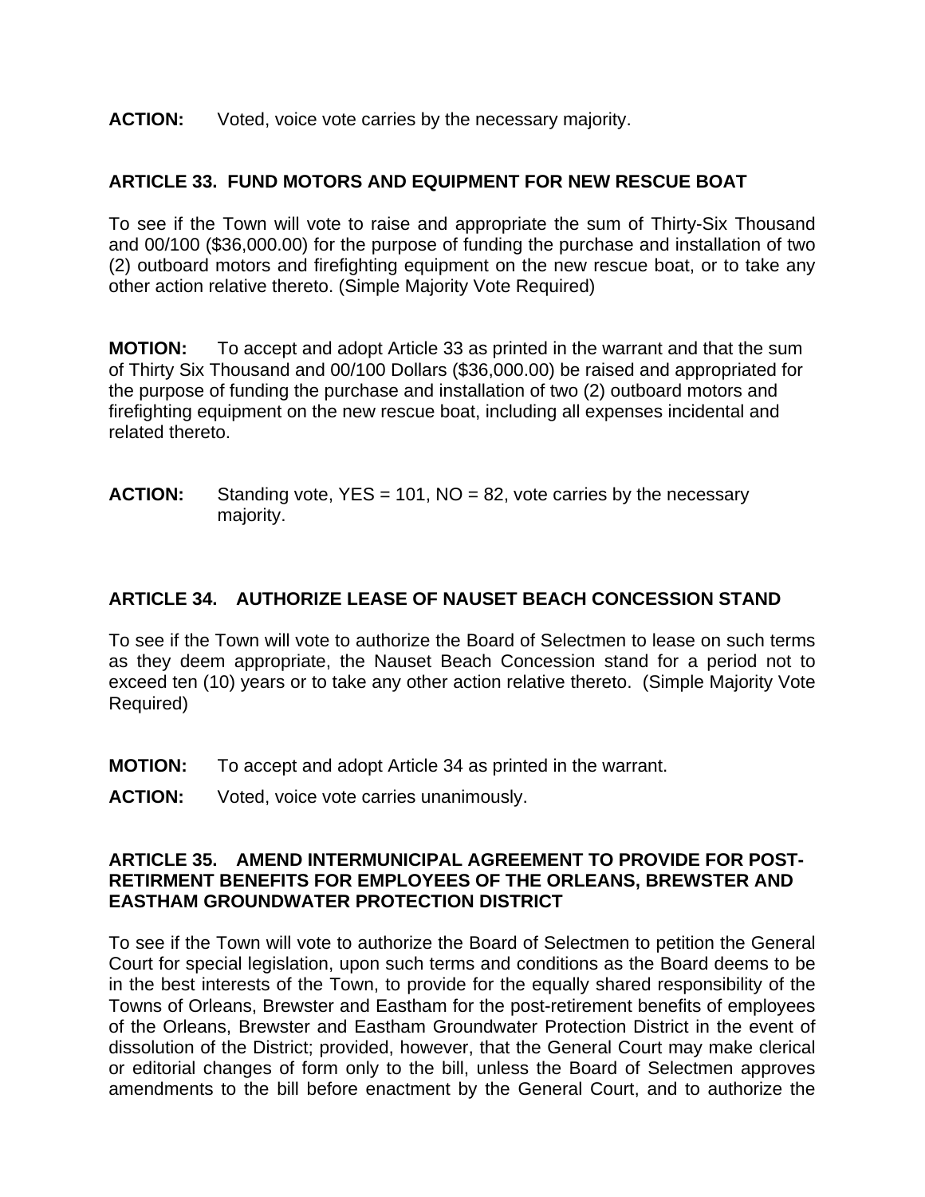**ACTION:** Voted, voice vote carries by the necessary majority.

### ARTICLE 33. FUND MOTORS AND EQUIPMENT FOR NEW RESCUE BOAT

To see if the Town will vote to raise and appropriate the sum of Thirty-Six Thousand and 00/100 ($36,000.00) for the purpose of funding the purchase and installation of two (2) outboard motors and firefighting equipment on the new rescue boat, or to take any other action relative thereto. (Simple Majority Vote Required)

**MOTION:** To accept and adopt Article 33 as printed in the warrant and that the sum of Thirty Six Thousand and 00/100 Dollars ($36,000.00) be raised and appropriated for the purpose of funding the purchase and installation of two (2) outboard motors and firefighting equipment on the new rescue boat, including all expenses incidental and related thereto.

**ACTION:** Standing vote, YES = 101, NO = 82, vote carries by the necessary majority.

### ARTICLE 34. AUTHORIZE LEASE OF NAUSET BEACH CONCESSION STAND

To see if the Town will vote to authorize the Board of Selectmen to lease on such terms as they deem appropriate, the Nauset Beach Concession stand for a period not to exceed ten (10) years or to take any other action relative thereto. (Simple Majority Vote Required)

**MOTION:** To accept and adopt Article 34 as printed in the warrant.

**ACTION:** Voted, voice vote carries unanimously.

### ARTICLE 35. AMEND INTERMUNICIPAL AGREEMENT TO PROVIDE FOR POST-RETIRMENT BENEFITS FOR EMPLOYEES OF THE ORLEANS, BREWSTER AND EASTHAM GROUNDWATER PROTECTION DISTRICT

To see if the Town will vote to authorize the Board of Selectmen to petition the General Court for special legislation, upon such terms and conditions as the Board deems to be in the best interests of the Town, to provide for the equally shared responsibility of the Towns of Orleans, Brewster and Eastham for the post-retirement benefits of employees of the Orleans, Brewster and Eastham Groundwater Protection District in the event of dissolution of the District; provided, however, that the General Court may make clerical or editorial changes of form only to the bill, unless the Board of Selectmen approves amendments to the bill before enactment by the General Court, and to authorize the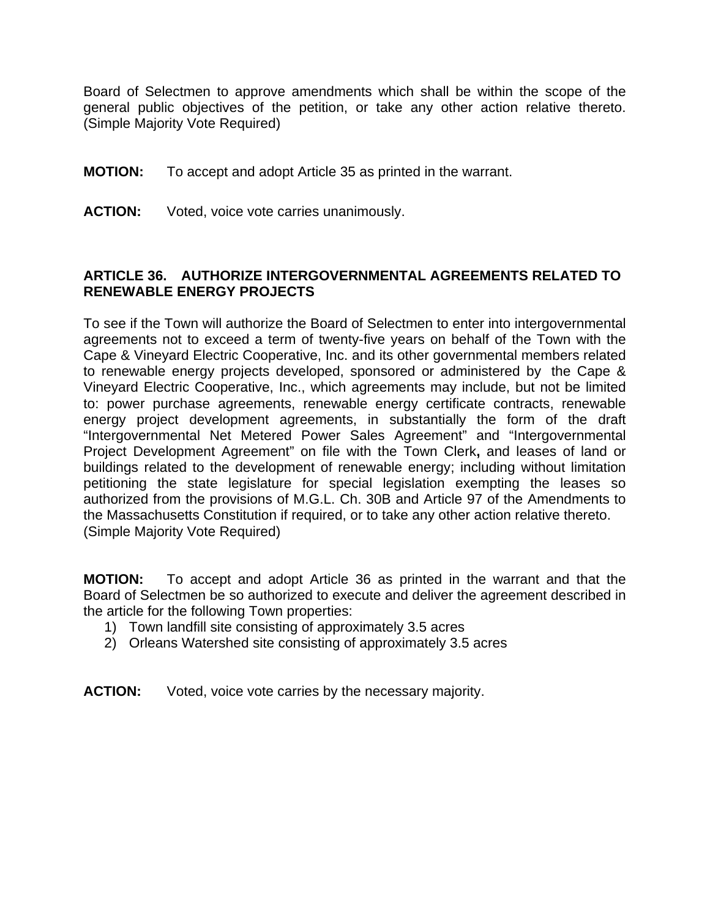Board of Selectmen to approve amendments which shall be within the scope of the general public objectives of the petition, or take any other action relative thereto. (Simple Majority Vote Required)

**MOTION:** To accept and adopt Article 35 as printed in the warrant.

**ACTION:** Voted, voice vote carries unanimously.

**ARTICLE 36. AUTHORIZE INTERGOVERNMENTAL AGREEMENTS RELATED TO RENEWABLE ENERGY PROJECTS**

To see if the Town will authorize the Board of Selectmen to enter into intergovernmental agreements not to exceed a term of twenty-five years on behalf of the Town with the Cape & Vineyard Electric Cooperative, Inc. and its other governmental members related to renewable energy projects developed, sponsored or administered by the Cape & Vineyard Electric Cooperative, Inc., which agreements may include, but not be limited to: power purchase agreements, renewable energy certificate contracts, renewable energy project development agreements, in substantially the form of the draft "Intergovernmental Net Metered Power Sales Agreement" and "Intergovernmental Project Development Agreement" on file with the Town Clerk**,** and leases of land or buildings related to the development of renewable energy; including without limitation petitioning the state legislature for special legislation exempting the leases so authorized from the provisions of M.G.L. Ch. 30B and Article 97 of the Amendments to the Massachusetts Constitution if required, or to take any other action relative thereto.
(Simple Majority Vote Required)

**MOTION:** To accept and adopt Article 36 as printed in the warrant and that the Board of Selectmen be so authorized to execute and deliver the agreement described in the article for the following Town properties:

1) Town landfill site consisting of approximately 3.5 acres
2) Orleans Watershed site consisting of approximately 3.5 acres

**ACTION:** Voted, voice vote carries by the necessary majority.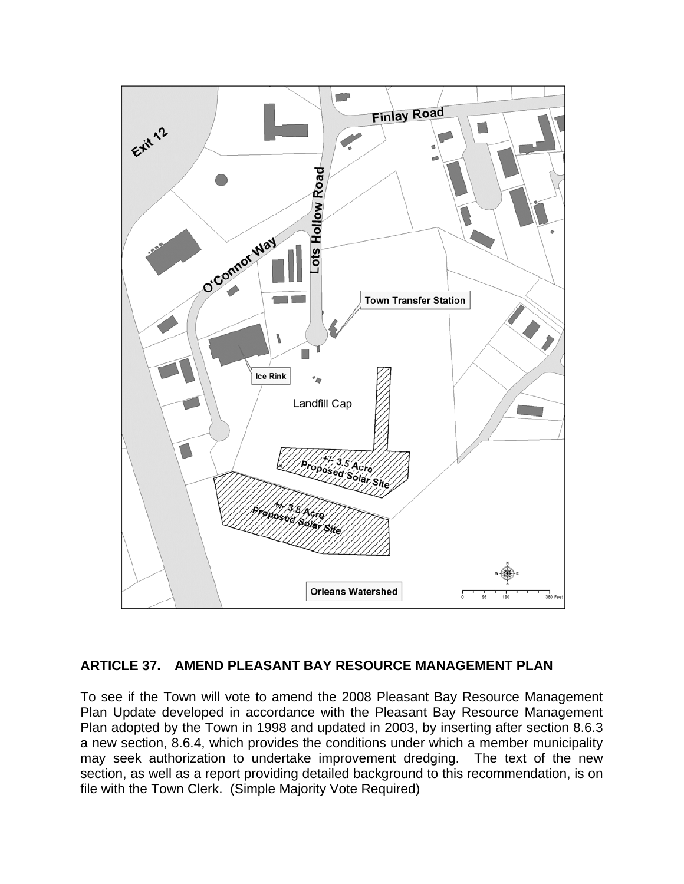## ARTICLE 37. AMEND PLEASANT BAY RESOURCE MANAGEMENT PLAN

To see if the Town will vote to amend the 2008 Pleasant Bay Resource Management Plan Update developed in accordance with the Pleasant Bay Resource Management Plan adopted by the Town in 1998 and updated in 2003, by inserting after section 8.6.3 a new section, 8.6.4, which provides the conditions under which a member municipality may seek authorization to undertake improvement dredging. The text of the new section, as well as a report providing detailed background to this recommendation, is on file with the Town Clerk. (Simple Majority Vote Required)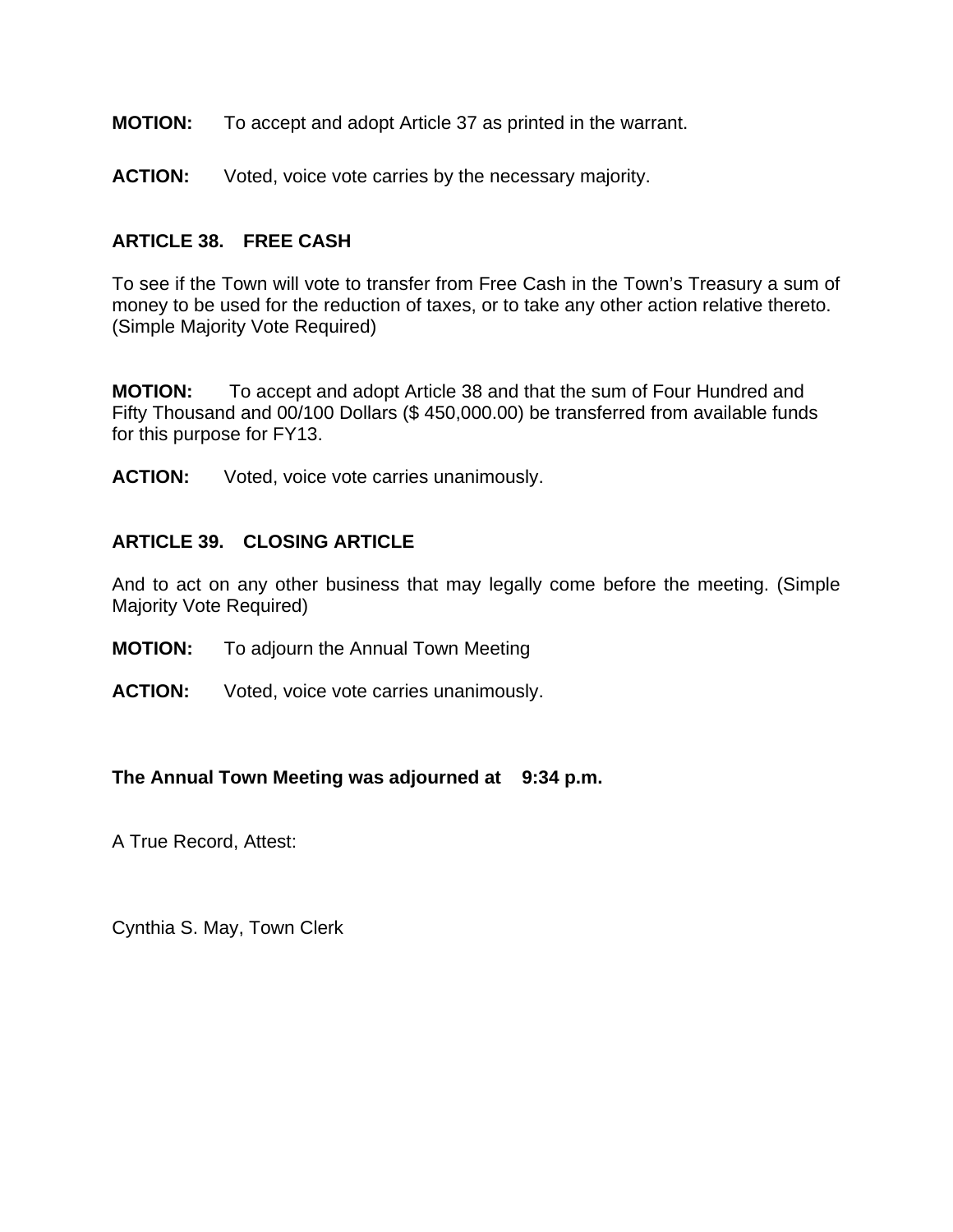**MOTION:** To accept and adopt Article 37 as printed in the warrant.

**ACTION:** Voted, voice vote carries by the necessary majority.

**ARTICLE 38. FREE CASH**

To see if the Town will vote to transfer from Free Cash in the Town's Treasury a sum of money to be used for the reduction of taxes, or to take any other action relative thereto. (Simple Majority Vote Required)

**MOTION:** To accept and adopt Article 38 and that the sum of Four Hundred and Fifty Thousand and 00/100 Dollars ($ 450,000.00) be transferred from available funds for this purpose for FY13.

**ACTION:** Voted, voice vote carries unanimously.

**ARTICLE 39. CLOSING ARTICLE**

And to act on any other business that may legally come before the meeting. (Simple Majority Vote Required)

**MOTION:** To adjourn the Annual Town Meeting

**ACTION:** Voted, voice vote carries unanimously.

**The Annual Town Meeting was adjourned at 9:34 p.m.**

A True Record, Attest:

Cynthia S. May, Town Clerk